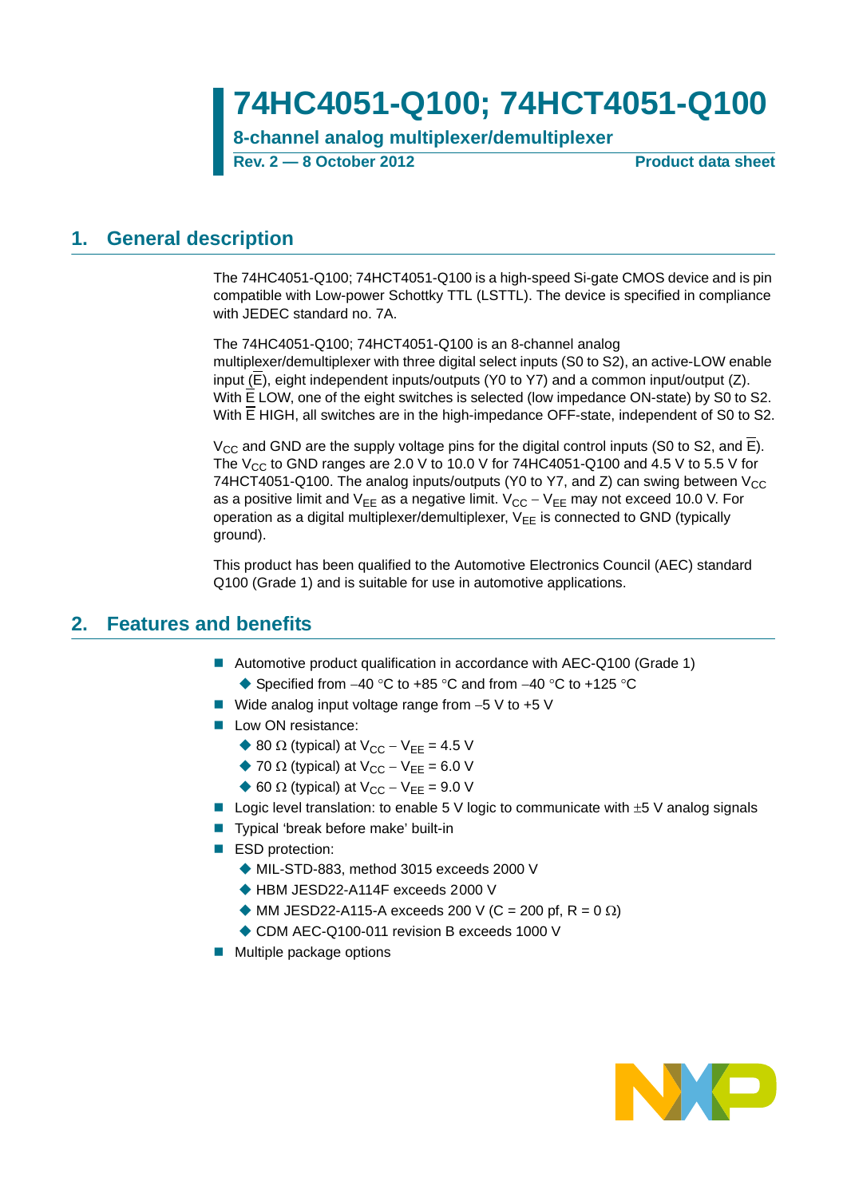# 74HC4051-Q100; 74HCT4051-Q100

**8-channel analog multiplexer/demultiplexer**

**Rev. 2 — 8 October 2012** **Product data sheet**

## 1. General description

The 74HC4051-Q100; 74HCT4051-Q100 is a high-speed Si-gate CMOS device and is pin compatible with Low-power Schottky TTL (LSTTL). The device is specified in compliance with JEDEC standard no. 7A.

The 74HC4051-Q100; 74HCT4051-Q100 is an 8-channel analog multiplexer/demultiplexer with three digital select inputs (S0 to S2), an active-LOW enable input ($\overline{E}$), eight independent inputs/outputs (Y0 to Y7) and a common input/output (Z). With $\overline{E}$ LOW, one of the eight switches is selected (low impedance ON-state) by S0 to S2. With $\overline{E}$ HIGH, all switches are in the high-impedance OFF-state, independent of S0 to S2.

$V_{CC}$ and GND are the supply voltage pins for the digital control inputs (S0 to S2, and $\overline{E}$). The $V_{CC}$ to GND ranges are 2.0 V to 10.0 V for 74HC4051-Q100 and 4.5 V to 5.5 V for 74HCT4051-Q100. The analog inputs/outputs (Y0 to Y7, and Z) can swing between $V_{CC}$ as a positive limit and $V_{EE}$ as a negative limit. $V_{CC} - V_{EE}$ may not exceed 10.0 V. For operation as a digital multiplexer/demultiplexer, $V_{EE}$ is connected to GND (typically ground).

This product has been qualified to the Automotive Electronics Council (AEC) standard Q100 (Grade 1) and is suitable for use in automotive applications.

## 2. Features and benefits

- Automotive product qualification in accordance with AEC-Q100 (Grade 1)
  - Specified from −40 °C to +85 °C and from −40 °C to +125 °C
- Wide analog input voltage range from −5 V to +5 V
- Low ON resistance:
  - 80 Ω (typical) at $V_{CC} - V_{EE} = 4.5$ V
  - 70 Ω (typical) at $V_{CC} - V_{EE} = 6.0$ V
  - 60 Ω (typical) at $V_{CC} - V_{EE} = 9.0$ V
- Logic level translation: to enable 5 V logic to communicate with ±5 V analog signals
- Typical 'break before make' built-in
- ESD protection:
  - MIL-STD-883, method 3015 exceeds 2000 V
  - HBM JESD22-A114F exceeds 2000 V
  - MM JESD22-A115-A exceeds 200 V (C = 200 pf, R = 0 Ω)
  - CDM AEC-Q100-011 revision B exceeds 1000 V
- Multiple package options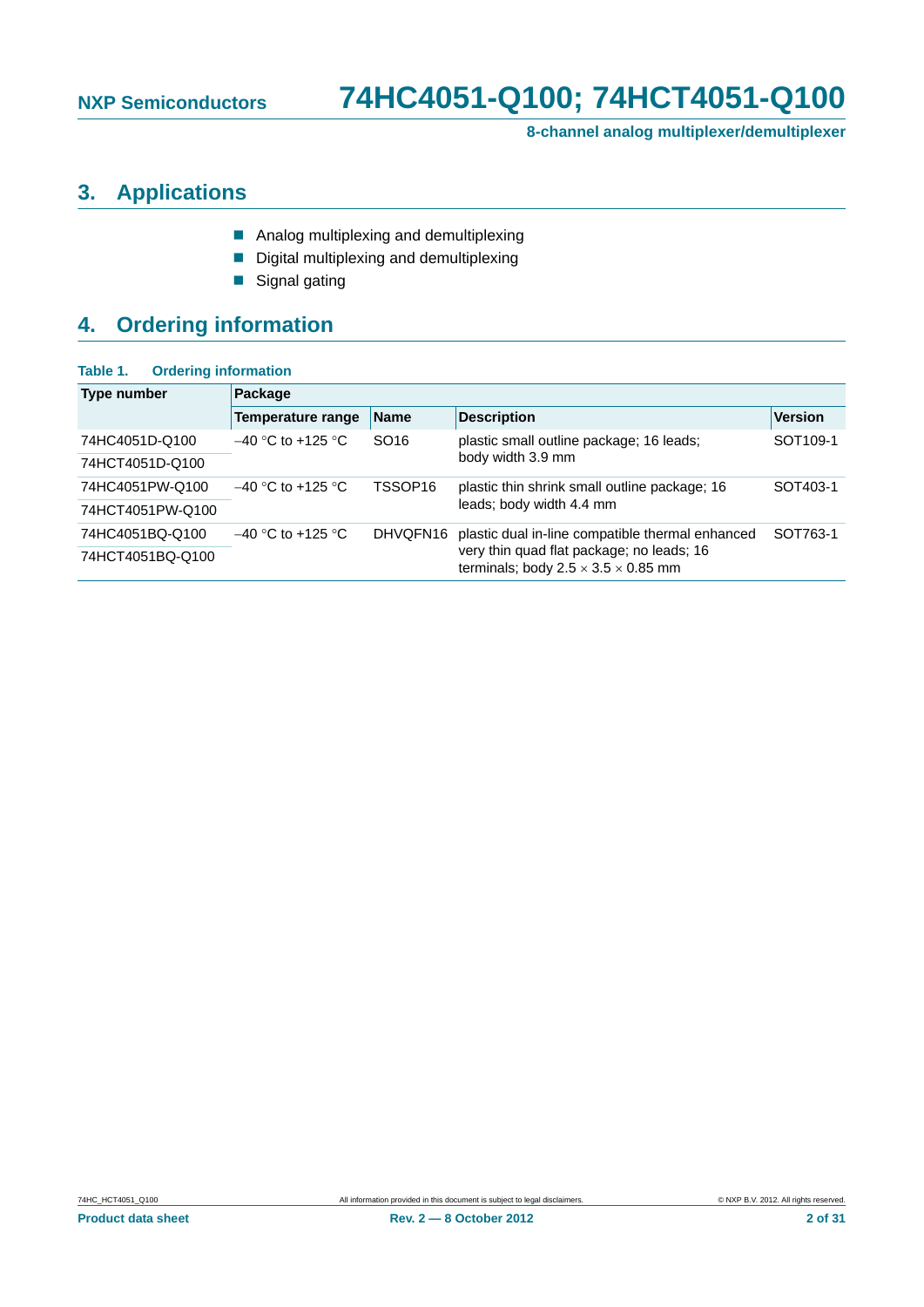## 3. Applications

- Analog multiplexing and demultiplexing
- Digital multiplexing and demultiplexing
- Signal gating

## 4. Ordering information

**Table 1. Ordering information**

| Type number | Package | | | |
|---|---|---|---|---|
| | Temperature range | Name | Description | Version |
| 74HC4051D-Q100 | –40 °C to +125 °C | SO16 | plastic small outline package; 16 leads; body width 3.9 mm | SOT109-1 |
| 74HCT4051D-Q100 | | | | |
| 74HC4051PW-Q100 | –40 °C to +125 °C | TSSOP16 | plastic thin shrink small outline package; 16 leads; body width 4.4 mm | SOT403-1 |
| 74HCT4051PW-Q100 | | | | |
| 74HC4051BQ-Q100 | –40 °C to +125 °C | DHVQFN16 | plastic dual in-line compatible thermal enhanced very thin quad flat package; no leads; 16 terminals; body 2.5 × 3.5 × 0.85 mm | SOT763-1 |
| 74HCT4051BQ-Q100 | | | | |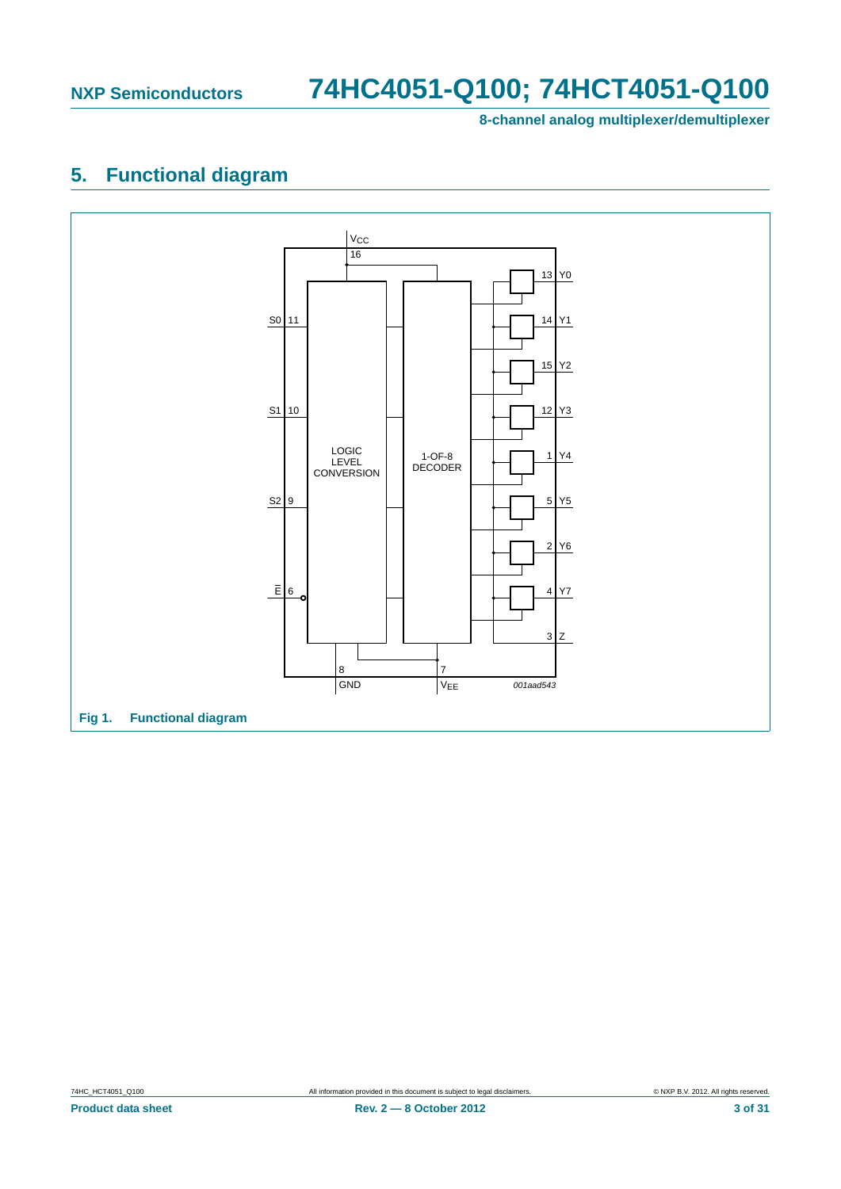## 5. Functional diagram

Fig 1. Functional diagram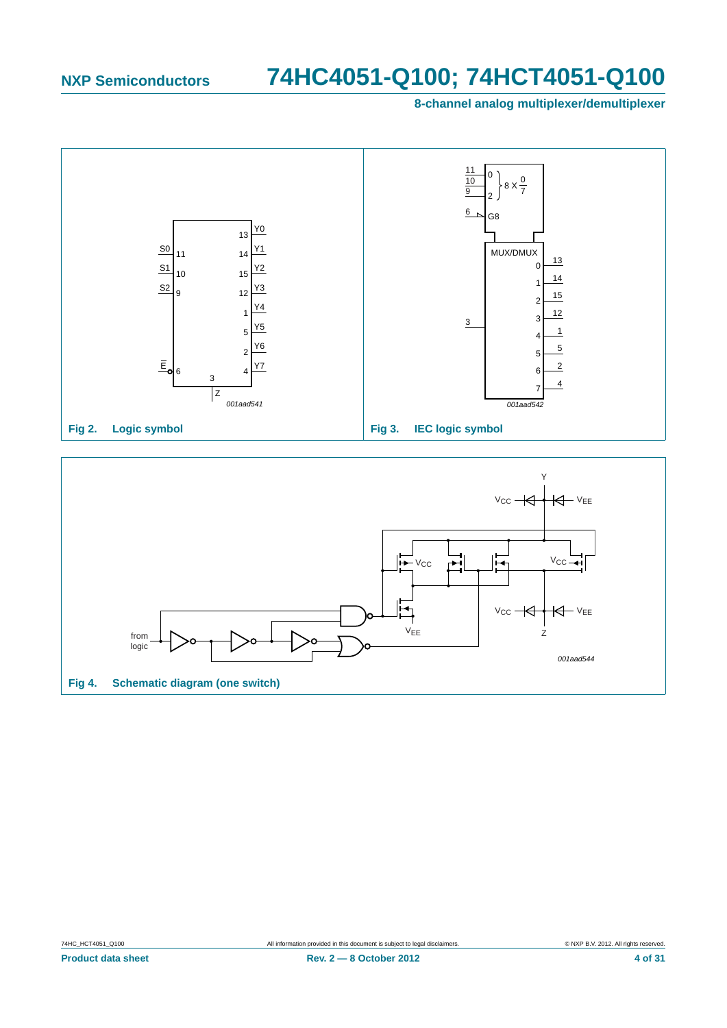**Fig 2. Logic symbol**

**Fig 3. IEC logic symbol**

**Fig 4. Schematic diagram (one switch)**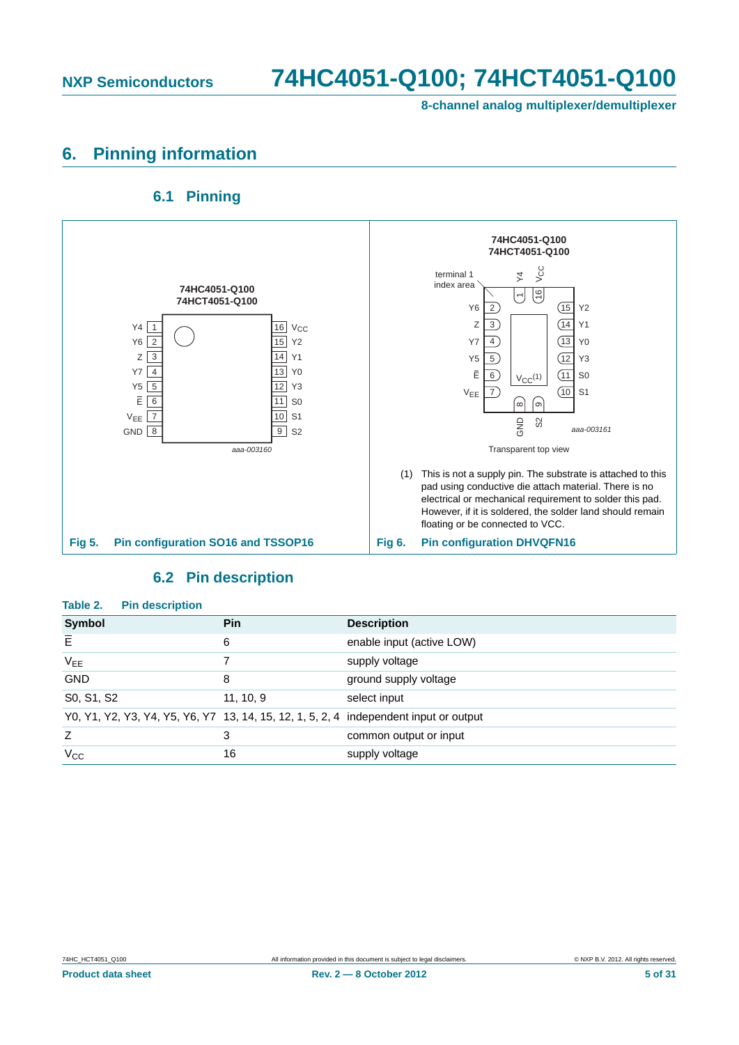## 6. Pinning information

### 6.1 Pinning

74HC4051-Q100
74HCT4051-Q100

| Symbol | Pin | Pin | Symbol |
|---|---|---|---|
| Y4 | 1 | 16 | $V_{CC}$ |
| Y6 | 2 | 15 | Y2 |
| Z | 3 | 14 | Y1 |
| Y7 | 4 | 13 | Y0 |
| Y5 | 5 | 12 | Y3 |
| Ē | 6 | 11 | S0 |
| $V_{EE}$ | 7 | 10 | S1 |
| GND | 8 | 9 | S2 |

aaa-003160

**Fig 5. Pin configuration SO16 and TSSOP16**

74HC4051-Q100
74HCT4051-Q100

terminal 1 index area

| Symbol | Pin | Pin | Symbol |
|---|---|---|---|
| Y4 | 1 | 16 | $V_{CC}$ |
| Y6 | 2 | 15 | Y2 |
| Z | 3 | 14 | Y1 |
| Y7 | 4 | 13 | Y0 |
| Y5 | 5 | 12 | Y3 |
| Ē | 6 | 11 | S0 |
| $V_{EE}$ | 7 | 10 | S1 |
| GND | 8 | 9 | S2 |

Center pad: $V_{CC}$(1)

aaa-003161

Transparent top view

(1) This is not a supply pin. The substrate is attached to this pad using conductive die attach material. There is no electrical or mechanical requirement to solder this pad. However, if it is soldered, the solder land should remain floating or be connected to VCC.

**Fig 6. Pin configuration DHVQFN16**

### 6.2 Pin description

**Table 2. Pin description**

| Symbol | Pin | Description |
|---|---|---|
| Ē | 6 | enable input (active LOW) |
| $V_{EE}$ | 7 | supply voltage |
| GND | 8 | ground supply voltage |
| S0, S1, S2 | 11, 10, 9 | select input |
| Y0, Y1, Y2, Y3, Y4, Y5, Y6, Y7 | 13, 14, 15, 12, 1, 5, 2, 4 | independent input or output |
| Z | 3 | common output or input |
| $V_{CC}$ | 16 | supply voltage |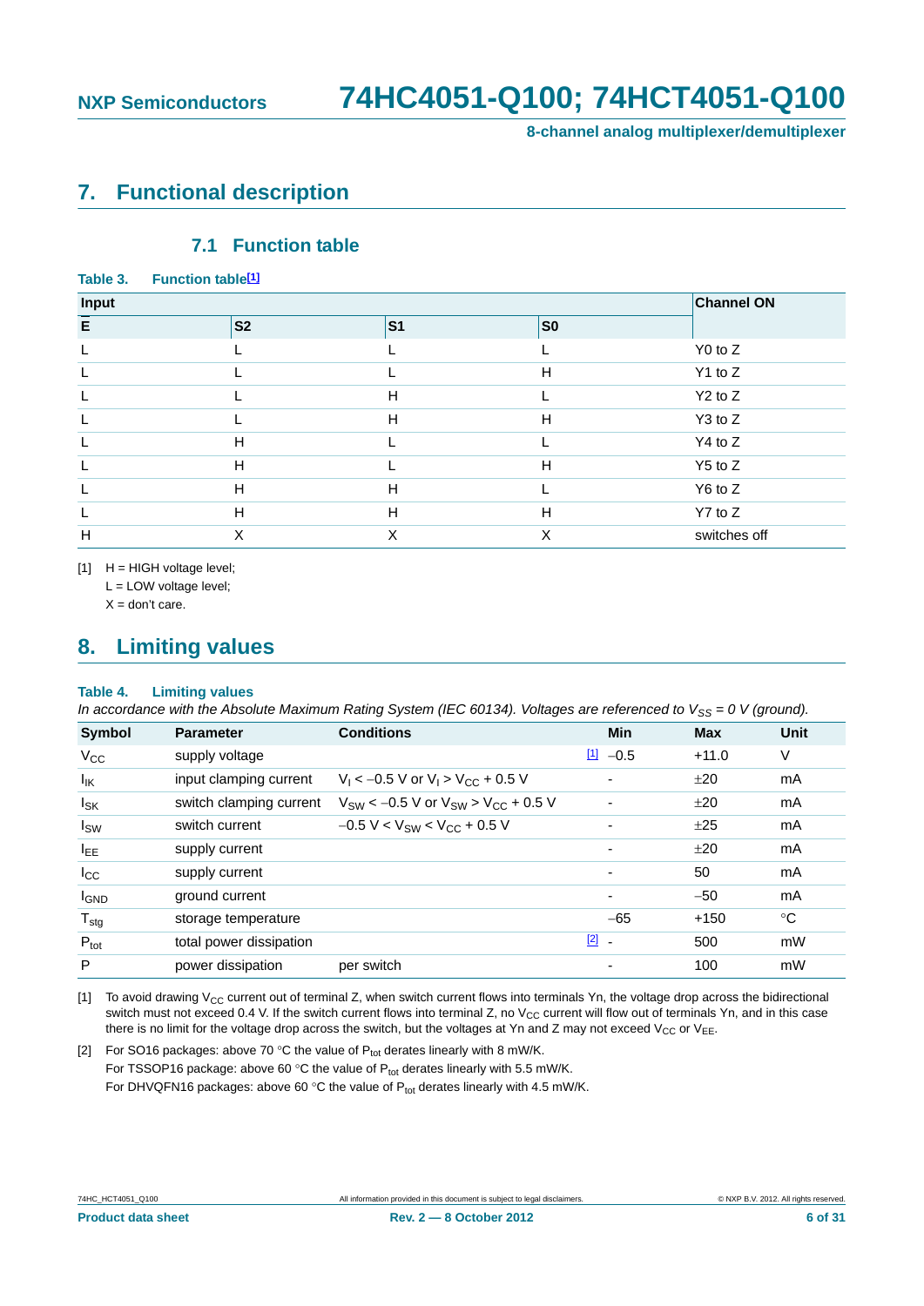## 7. Functional description

### 7.1 Function table

**Table 3. Function table[1]**

| Input | | | | Channel ON |
|---|---|---|---|---|
| **E** | **S2** | **S1** | **S0** | |
| L | L | L | L | Y0 to Z |
| L | L | L | H | Y1 to Z |
| L | L | H | L | Y2 to Z |
| L | L | H | H | Y3 to Z |
| L | H | L | L | Y4 to Z |
| L | H | L | H | Y5 to Z |
| L | H | H | L | Y6 to Z |
| L | H | H | H | Y7 to Z |
| H | X | X | X | switches off |

[1] H = HIGH voltage level;
L = LOW voltage level;
X = don't care.

## 8. Limiting values

**Table 4. Limiting values**

*In accordance with the Absolute Maximum Rating System (IEC 60134). Voltages are referenced to $V_{SS}$ = 0 V (ground).*

| Symbol | Parameter | Conditions | | Min | Max | Unit |
|---|---|---|---|---|---|---|
| $V_{CC}$ | supply voltage | | [1] | −0.5 | +11.0 | V |
| $I_{IK}$ | input clamping current | $V_I < -0.5$ V or $V_I > V_{CC} + 0.5$ V | | - | ±20 | mA |
| $I_{SK}$ | switch clamping current | $V_{SW} < -0.5$ V or $V_{SW} > V_{CC} + 0.5$ V | | - | ±20 | mA |
| $I_{SW}$ | switch current | $-0.5$ V $< V_{SW} < V_{CC} + 0.5$ V | | - | ±25 | mA |
| $I_{EE}$ | supply current | | | - | ±20 | mA |
| $I_{CC}$ | supply current | | | - | 50 | mA |
| $I_{GND}$ | ground current | | | - | −50 | mA |
| $T_{stg}$ | storage temperature | | | −65 | +150 | °C |
| $P_{tot}$ | total power dissipation | | [2] | - | 500 | mW |
| P | power dissipation | per switch | | - | 100 | mW |

[1] To avoid drawing $V_{CC}$ current out of terminal Z, when switch current flows into terminals Yn, the voltage drop across the bidirectional switch must not exceed 0.4 V. If the switch current flows into terminal Z, no $V_{CC}$ current will flow out of terminals Yn, and in this case there is no limit for the voltage drop across the switch, but the voltages at Yn and Z may not exceed $V_{CC}$ or $V_{EE}$.

[2] For SO16 packages: above 70 °C the value of $P_{tot}$ derates linearly with 8 mW/K.
For TSSOP16 package: above 60 °C the value of $P_{tot}$ derates linearly with 5.5 mW/K.
For DHVQFN16 packages: above 60 °C the value of $P_{tot}$ derates linearly with 4.5 mW/K.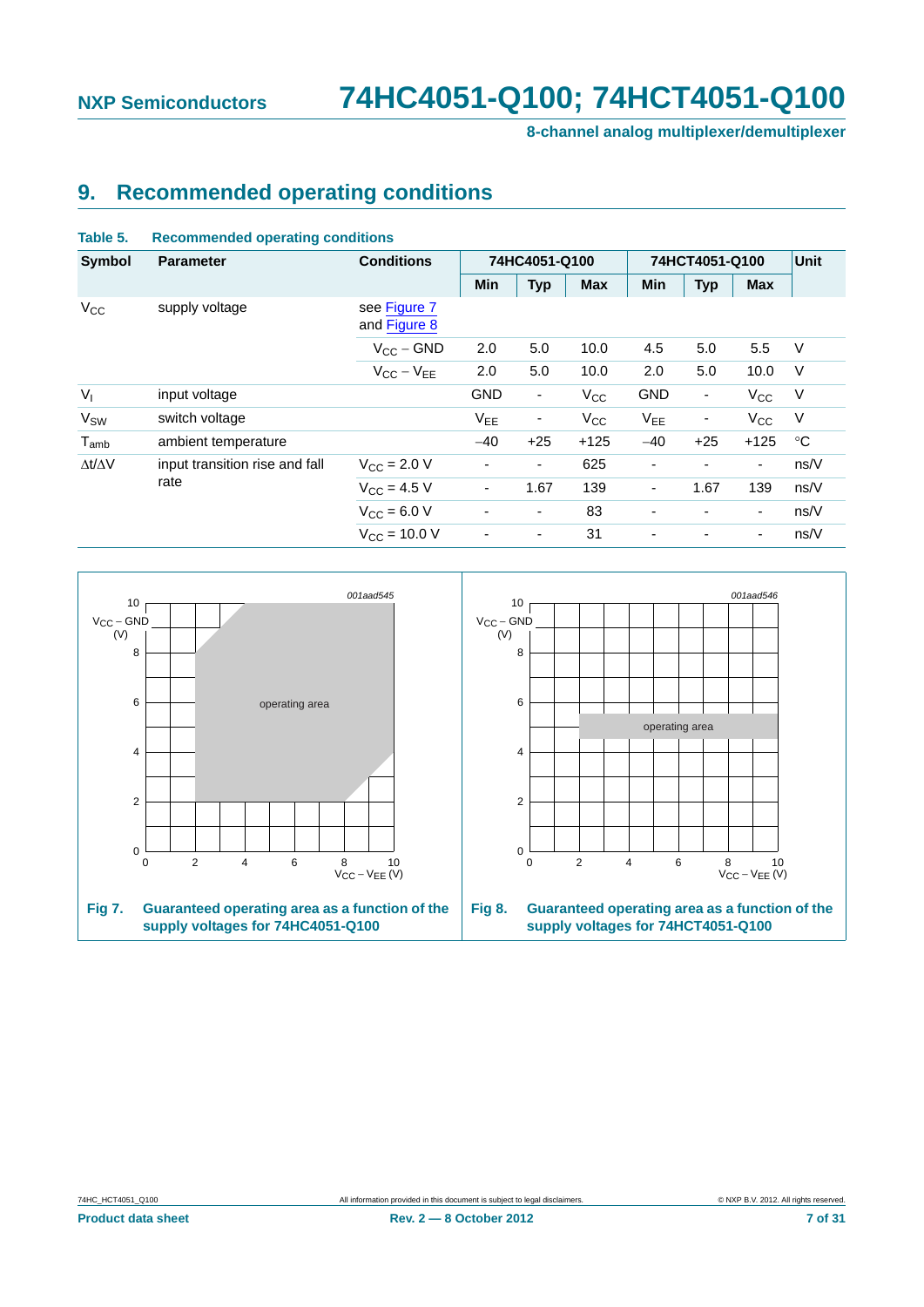## 9. Recommended operating conditions

**Table 5. Recommended operating conditions**

| Symbol | Parameter | Conditions | 74HC4051-Q100 | | | 74HCT4051-Q100 | | | Unit |
|---|---|---|---|---|---|---|---|---|---|
| | | | Min | Typ | Max | Min | Typ | Max | |
| $V_{CC}$ | supply voltage | see Figure 7 and Figure 8 | | | | | | | |
| | | $V_{CC} - GND$ | 2.0 | 5.0 | 10.0 | 4.5 | 5.0 | 5.5 | V |
| | | $V_{CC} - V_{EE}$ | 2.0 | 5.0 | 10.0 | 2.0 | 5.0 | 10.0 | V |
| $V_I$ | input voltage | | GND | - | $V_{CC}$ | GND | - | $V_{CC}$ | V |
| $V_{SW}$ | switch voltage | | $V_{EE}$ | - | $V_{CC}$ | $V_{EE}$ | - | $V_{CC}$ | V |
| $T_{amb}$ | ambient temperature | | −40 | +25 | +125 | −40 | +25 | +125 | °C |
| $\Delta t/\Delta V$ | input transition rise and fall rate | $V_{CC}$ = 2.0 V | - | - | 625 | - | - | - | ns/V |
| | | $V_{CC}$ = 4.5 V | - | 1.67 | 139 | - | 1.67 | 139 | ns/V |
| | | $V_{CC}$ = 6.0 V | - | - | 83 | - | - | - | ns/V |
| | | $V_{CC}$ = 10.0 V | - | - | 31 | - | - | - | ns/V |

**Fig 7. Guaranteed operating area as a function of the supply voltages for 74HC4051-Q100**

**Fig 8. Guaranteed operating area as a function of the supply voltages for 74HCT4051-Q100**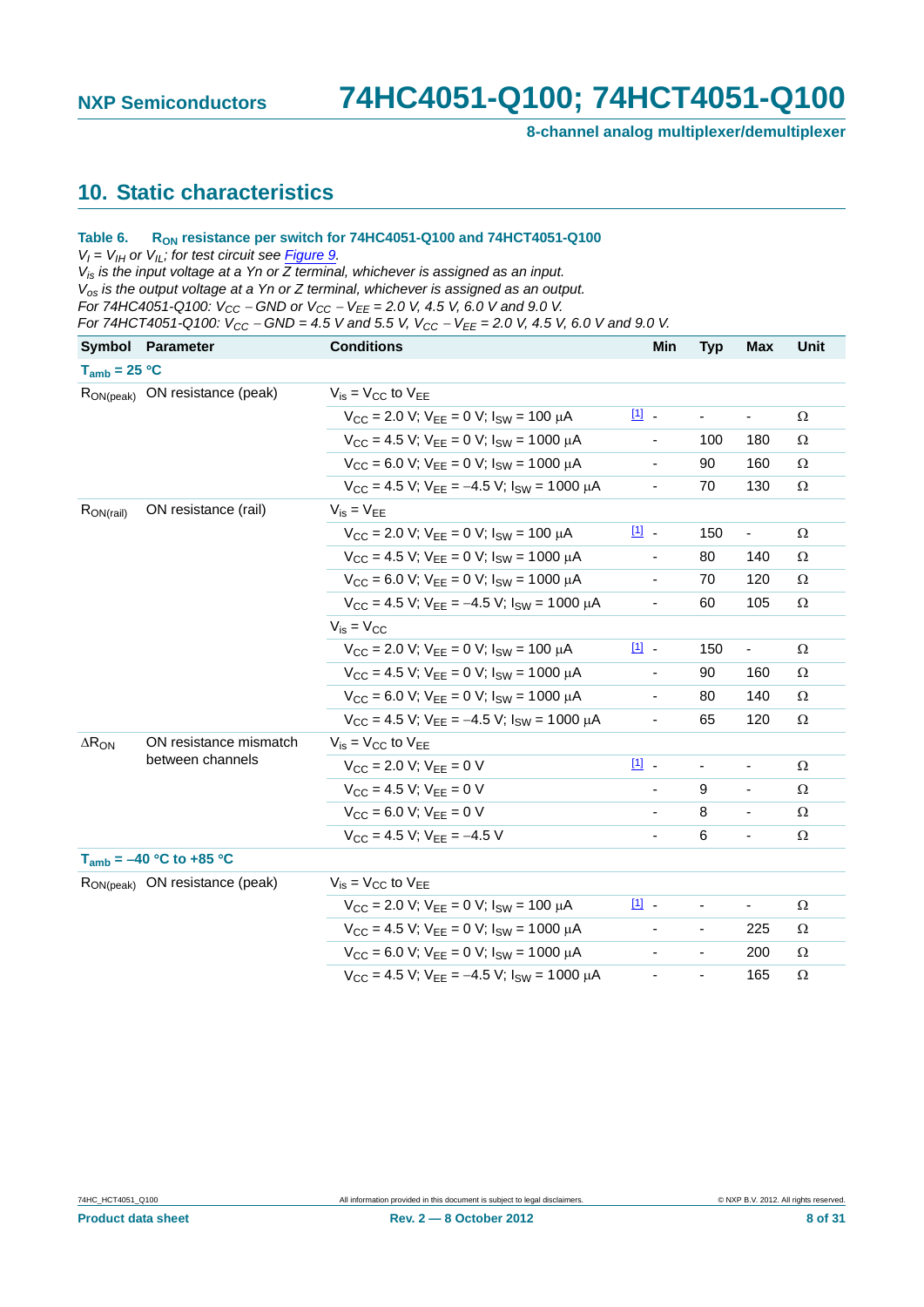## 10. Static characteristics

**Table 6. $R_{ON}$ resistance per switch for 74HC4051-Q100 and 74HCT4051-Q100**

*$V_I = V_{IH}$ or $V_{IL}$; for test circuit see Figure 9.*
*$V_{is}$ is the input voltage at a Yn or $\overline{Z}$ terminal, whichever is assigned as an input.*
*$V_{os}$ is the output voltage at a Yn or Z terminal, whichever is assigned as an output.*
*For 74HC4051-Q100: $V_{CC} - GND$ or $V_{CC} - V_{EE}$ = 2.0 V, 4.5 V, 6.0 V and 9.0 V.*
*For 74HCT4051-Q100: $V_{CC} - GND$ = 4.5 V and 5.5 V, $V_{CC} - V_{EE}$ = 2.0 V, 4.5 V, 6.0 V and 9.0 V.*

| Symbol | Parameter | Conditions | | Min | Typ | Max | Unit |
|---|---|---|---|---|---|---|---|
| **$T_{amb}$ = 25 °C** | | | | | | | |
| $R_{ON(peak)}$ | ON resistance (peak) | $V_{is} = V_{CC}$ to $V_{EE}$ | | | | | |
| | | $V_{CC}$ = 2.0 V; $V_{EE}$ = 0 V; $I_{SW}$ = 100 μA | [1] | - | - | - | Ω |
| | | $V_{CC}$ = 4.5 V; $V_{EE}$ = 0 V; $I_{SW}$ = 1000 μA | | - | 100 | 180 | Ω |
| | | $V_{CC}$ = 6.0 V; $V_{EE}$ = 0 V; $I_{SW}$ = 1000 μA | | - | 90 | 160 | Ω |
| | | $V_{CC}$ = 4.5 V; $V_{EE}$ = −4.5 V; $I_{SW}$ = 1000 μA | | - | 70 | 130 | Ω |
| $R_{ON(rail)}$ | ON resistance (rail) | $V_{is} = V_{EE}$ | | | | | |
| | | $V_{CC}$ = 2.0 V; $V_{EE}$ = 0 V; $I_{SW}$ = 100 μA | [1] | - | 150 | - | Ω |
| | | $V_{CC}$ = 4.5 V; $V_{EE}$ = 0 V; $I_{SW}$ = 1000 μA | | - | 80 | 140 | Ω |
| | | $V_{CC}$ = 6.0 V; $V_{EE}$ = 0 V; $I_{SW}$ = 1000 μA | | - | 70 | 120 | Ω |
| | | $V_{CC}$ = 4.5 V; $V_{EE}$ = −4.5 V; $I_{SW}$ = 1000 μA | | - | 60 | 105 | Ω |
| | | $V_{is} = V_{CC}$ | | | | | |
| | | $V_{CC}$ = 2.0 V; $V_{EE}$ = 0 V; $I_{SW}$ = 100 μA | [1] | - | 150 | - | Ω |
| | | $V_{CC}$ = 4.5 V; $V_{EE}$ = 0 V; $I_{SW}$ = 1000 μA | | - | 90 | 160 | Ω |
| | | $V_{CC}$ = 6.0 V; $V_{EE}$ = 0 V; $I_{SW}$ = 1000 μA | | - | 80 | 140 | Ω |
| | | $V_{CC}$ = 4.5 V; $V_{EE}$ = −4.5 V; $I_{SW}$ = 1000 μA | | - | 65 | 120 | Ω |
| $\Delta R_{ON}$ | ON resistance mismatch between channels | $V_{is} = V_{CC}$ to $V_{EE}$ | | | | | |
| | | $V_{CC}$ = 2.0 V; $V_{EE}$ = 0 V | [1] | - | - | - | Ω |
| | | $V_{CC}$ = 4.5 V; $V_{EE}$ = 0 V | | - | 9 | - | Ω |
| | | $V_{CC}$ = 6.0 V; $V_{EE}$ = 0 V | | - | 8 | - | Ω |
| | | $V_{CC}$ = 4.5 V; $V_{EE}$ = −4.5 V | | - | 6 | - | Ω |
| **$T_{amb}$ = −40 °C to +85 °C** | | | | | | | |
| $R_{ON(peak)}$ | ON resistance (peak) | $V_{is} = V_{CC}$ to $V_{EE}$ | | | | | |
| | | $V_{CC}$ = 2.0 V; $V_{EE}$ = 0 V; $I_{SW}$ = 100 μA | [1] | - | - | - | Ω |
| | | $V_{CC}$ = 4.5 V; $V_{EE}$ = 0 V; $I_{SW}$ = 1000 μA | | - | - | 225 | Ω |
| | | $V_{CC}$ = 6.0 V; $V_{EE}$ = 0 V; $I_{SW}$ = 1000 μA | | - | - | 200 | Ω |
| | | $V_{CC}$ = 4.5 V; $V_{EE}$ = −4.5 V; $I_{SW}$ = 1000 μA | | - | - | 165 | Ω |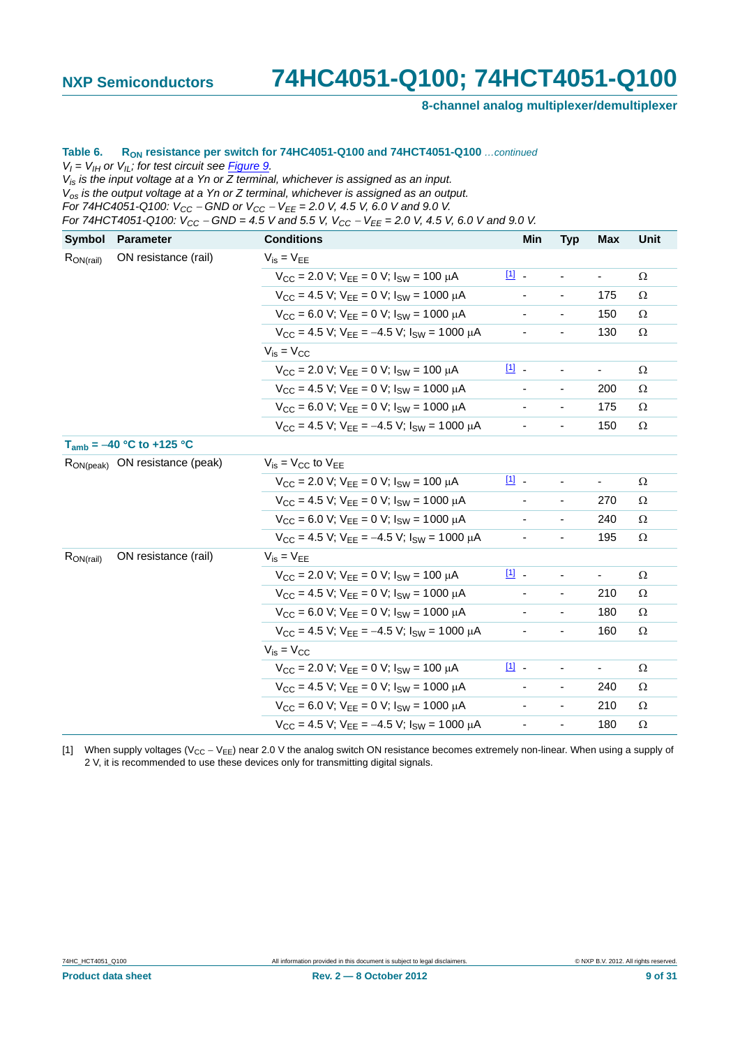**Table 6. $R_{ON}$ resistance per switch for 74HC4051-Q100 and 74HCT4051-Q100** *...continued*

*$V_I = V_{IH}$ or $V_{IL}$; for test circuit see Figure 9.*
*$V_{is}$ is the input voltage at a Yn or Z terminal, whichever is assigned as an input.*
*$V_{os}$ is the output voltage at a Yn or Z terminal, whichever is assigned as an output.*
*For 74HC4051-Q100: $V_{CC}$ − GND or $V_{CC}$ − $V_{EE}$ = 2.0 V, 4.5 V, 6.0 V and 9.0 V.*
*For 74HCT4051-Q100: $V_{CC}$ − GND = 4.5 V and 5.5 V, $V_{CC}$ − $V_{EE}$ = 2.0 V, 4.5 V, 6.0 V and 9.0 V.*

| Symbol | Parameter | Conditions | | Min | Typ | Max | Unit |
|---|---|---|---|---|---|---|---|
| $R_{ON(rail)}$ | ON resistance (rail) | $V_{is} = V_{EE}$ | | | | | |
| | | $V_{CC}$ = 2.0 V; $V_{EE}$ = 0 V; $I_{SW}$ = 100 μA | [1] | - | - | - | Ω |
| | | $V_{CC}$ = 4.5 V; $V_{EE}$ = 0 V; $I_{SW}$ = 1000 μA | | - | - | 175 | Ω |
| | | $V_{CC}$ = 6.0 V; $V_{EE}$ = 0 V; $I_{SW}$ = 1000 μA | | - | - | 150 | Ω |
| | | $V_{CC}$ = 4.5 V; $V_{EE}$ = −4.5 V; $I_{SW}$ = 1000 μA | | - | - | 130 | Ω |
| | | $V_{is} = V_{CC}$ | | | | | |
| | | $V_{CC}$ = 2.0 V; $V_{EE}$ = 0 V; $I_{SW}$ = 100 μA | [1] | - | - | - | Ω |
| | | $V_{CC}$ = 4.5 V; $V_{EE}$ = 0 V; $I_{SW}$ = 1000 μA | | - | - | 200 | Ω |
| | | $V_{CC}$ = 6.0 V; $V_{EE}$ = 0 V; $I_{SW}$ = 1000 μA | | - | - | 175 | Ω |
| | | $V_{CC}$ = 4.5 V; $V_{EE}$ = −4.5 V; $I_{SW}$ = 1000 μA | | - | - | 150 | Ω |
| **$T_{amb}$ = −40 °C to +125 °C** | | | | | | | |
| $R_{ON(peak)}$ | ON resistance (peak) | $V_{is} = V_{CC}$ to $V_{EE}$ | | | | | |
| | | $V_{CC}$ = 2.0 V; $V_{EE}$ = 0 V; $I_{SW}$ = 100 μA | [1] | - | - | - | Ω |
| | | $V_{CC}$ = 4.5 V; $V_{EE}$ = 0 V; $I_{SW}$ = 1000 μA | | - | - | 270 | Ω |
| | | $V_{CC}$ = 6.0 V; $V_{EE}$ = 0 V; $I_{SW}$ = 1000 μA | | - | - | 240 | Ω |
| | | $V_{CC}$ = 4.5 V; $V_{EE}$ = −4.5 V; $I_{SW}$ = 1000 μA | | - | - | 195 | Ω |
| $R_{ON(rail)}$ | ON resistance (rail) | $V_{is} = V_{EE}$ | | | | | |
| | | $V_{CC}$ = 2.0 V; $V_{EE}$ = 0 V; $I_{SW}$ = 100 μA | [1] | - | - | - | Ω |
| | | $V_{CC}$ = 4.5 V; $V_{EE}$ = 0 V; $I_{SW}$ = 1000 μA | | - | - | 210 | Ω |
| | | $V_{CC}$ = 6.0 V; $V_{EE}$ = 0 V; $I_{SW}$ = 1000 μA | | - | - | 180 | Ω |
| | | $V_{CC}$ = 4.5 V; $V_{EE}$ = −4.5 V; $I_{SW}$ = 1000 μA | | - | - | 160 | Ω |
| | | $V_{is} = V_{CC}$ | | | | | |
| | | $V_{CC}$ = 2.0 V; $V_{EE}$ = 0 V; $I_{SW}$ = 100 μA | [1] | - | - | - | Ω |
| | | $V_{CC}$ = 4.5 V; $V_{EE}$ = 0 V; $I_{SW}$ = 1000 μA | | - | - | 240 | Ω |
| | | $V_{CC}$ = 6.0 V; $V_{EE}$ = 0 V; $I_{SW}$ = 1000 μA | | - | - | 210 | Ω |
| | | $V_{CC}$ = 4.5 V; $V_{EE}$ = −4.5 V; $I_{SW}$ = 1000 μA | | - | - | 180 | Ω |

[1] When supply voltages ($V_{CC}$ − $V_{EE}$) near 2.0 V the analog switch ON resistance becomes extremely non-linear. When using a supply of 2 V, it is recommended to use these devices only for transmitting digital signals.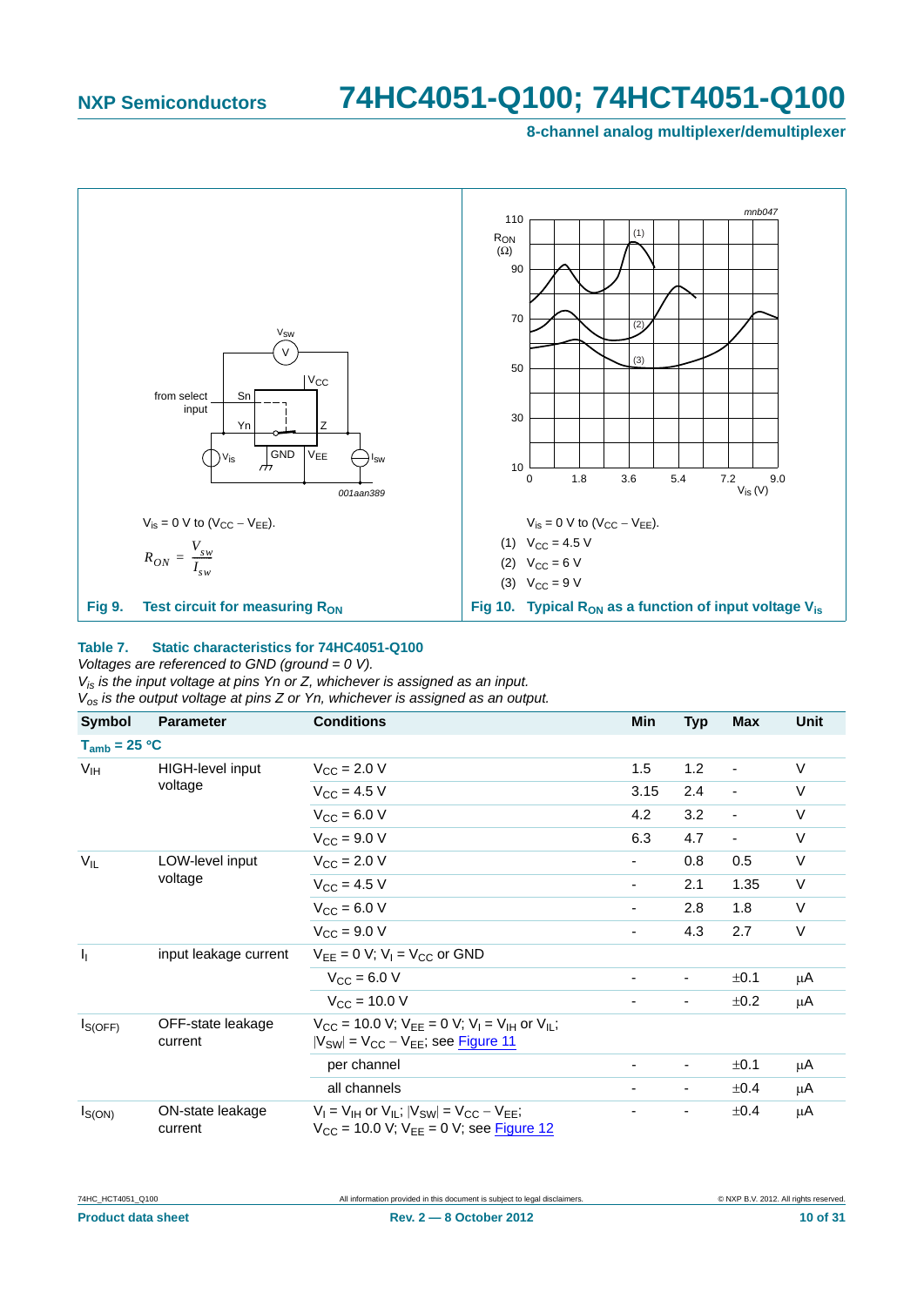$V_{is}$ = 0 V to ($V_{CC}$ − $V_{EE}$).

$$R_{ON} = \frac{V_{sw}}{I_{sw}}$$

**Fig 9. Test circuit for measuring $R_{ON}$**

$V_{is}$ = 0 V to ($V_{CC}$ − $V_{EE}$).

(1) $V_{CC}$ = 4.5 V

(2) $V_{CC}$ = 6 V

(3) $V_{CC}$ = 9 V

**Fig 10. Typical $R_{ON}$ as a function of input voltage $V_{is}$**

**Table 7. Static characteristics for 74HC4051-Q100**

*Voltages are referenced to GND (ground = 0 V).*

*$V_{is}$ is the input voltage at pins Yn or Z, whichever is assigned as an input.*

*$V_{os}$ is the output voltage at pins Z or Yn, whichever is assigned as an output.*

| Symbol | Parameter | Conditions | Min | Typ | Max | Unit |
|---|---|---|---|---|---|---|
| **$T_{amb}$ = 25 °C** | | | | | | |
| $V_{IH}$ | HIGH-level input voltage | $V_{CC}$ = 2.0 V | 1.5 | 1.2 | - | V |
| | | $V_{CC}$ = 4.5 V | 3.15 | 2.4 | - | V |
| | | $V_{CC}$ = 6.0 V | 4.2 | 3.2 | - | V |
| | | $V_{CC}$ = 9.0 V | 6.3 | 4.7 | - | V |
| $V_{IL}$ | LOW-level input voltage | $V_{CC}$ = 2.0 V | - | 0.8 | 0.5 | V |
| | | $V_{CC}$ = 4.5 V | - | 2.1 | 1.35 | V |
| | | $V_{CC}$ = 6.0 V | - | 2.8 | 1.8 | V |
| | | $V_{CC}$ = 9.0 V | - | 4.3 | 2.7 | V |
| $I_I$ | input leakage current | $V_{EE}$ = 0 V; $V_I$ = $V_{CC}$ or GND | | | | |
| | | $V_{CC}$ = 6.0 V | - | - | ±0.1 | μA |
| | | $V_{CC}$ = 10.0 V | - | - | ±0.2 | μA |
| $I_{S(OFF)}$ | OFF-state leakage current | $V_{CC}$ = 10.0 V; $V_{EE}$ = 0 V; $V_I$ = $V_{IH}$ or $V_{IL}$; $\|V_{SW}\|$ = $V_{CC}$ − $V_{EE}$; see Figure 11 | | | | |
| | | per channel | - | - | ±0.1 | μA |
| | | all channels | - | - | ±0.4 | μA |
| $I_{S(ON)}$ | ON-state leakage current | $V_I$ = $V_{IH}$ or $V_{IL}$; $\|V_{SW}\|$ = $V_{CC}$ − $V_{EE}$; $V_{CC}$ = 10.0 V; $V_{EE}$ = 0 V; see Figure 12 | - | - | ±0.4 | μA |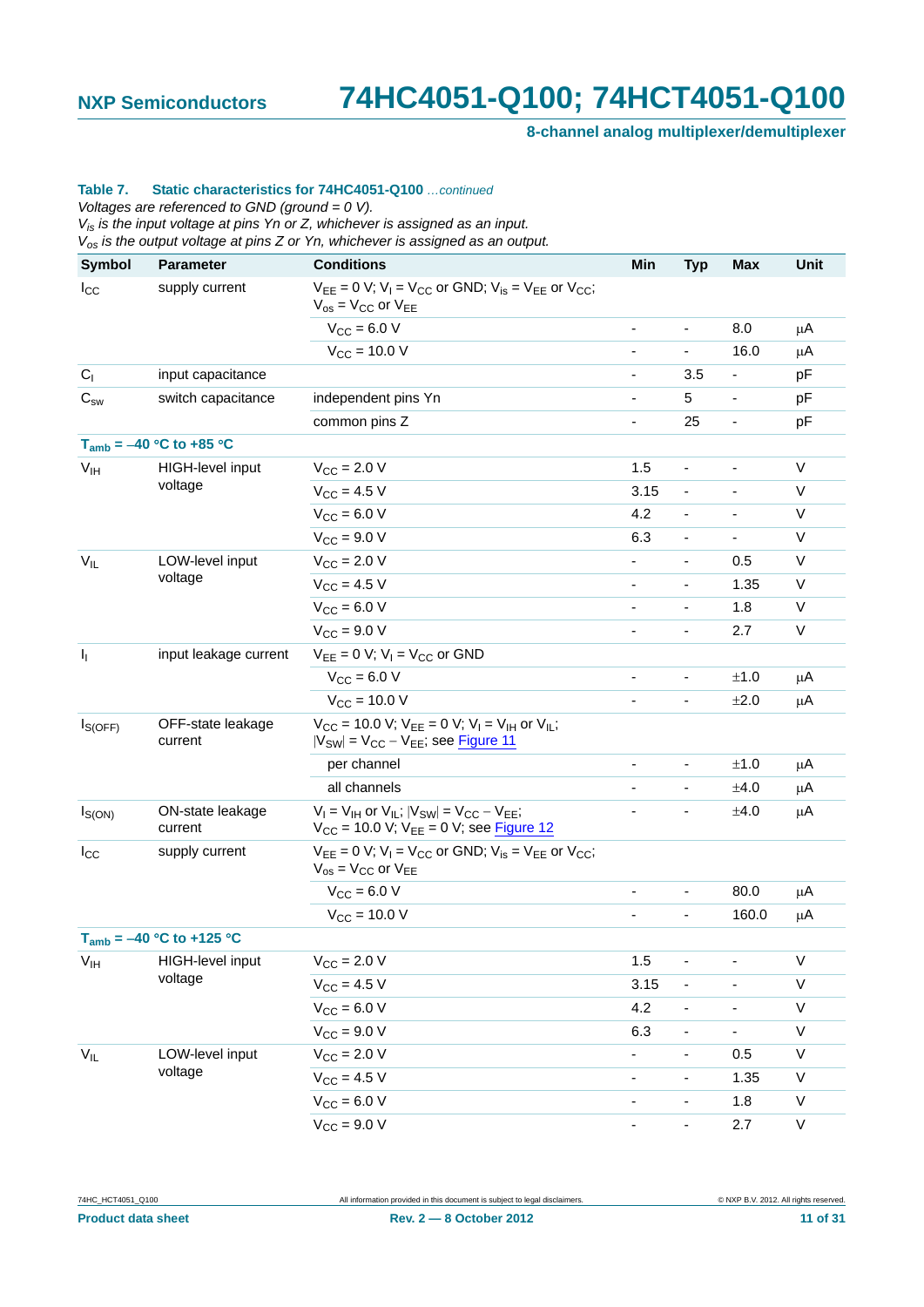**Table 7. Static characteristics for 74HC4051-Q100** *...continued*

*Voltages are referenced to GND (ground = 0 V).*

*$V_{is}$ is the input voltage at pins Yn or Z, whichever is assigned as an input.*

*$V_{os}$ is the output voltage at pins Z or Yn, whichever is assigned as an output.*

| Symbol | Parameter | Conditions | Min | Typ | Max | Unit |
|---|---|---|---|---|---|---|
| $I_{CC}$ | supply current | $V_{EE}$ = 0 V; $V_I$ = $V_{CC}$ or GND; $V_{is}$ = $V_{EE}$ or $V_{CC}$; $V_{os}$ = $V_{CC}$ or $V_{EE}$ | | | | |
| | | $V_{CC}$ = 6.0 V | - | - | 8.0 | μA |
| | | $V_{CC}$ = 10.0 V | - | - | 16.0 | μA |
| $C_I$ | input capacitance | | - | 3.5 | - | pF |
| $C_{sw}$ | switch capacitance | independent pins Yn | - | 5 | - | pF |
| | | common pins Z | - | 25 | - | pF |
| **$T_{amb}$ = −40 °C to +85 °C** | | | | | | |
| $V_{IH}$ | HIGH-level input voltage | $V_{CC}$ = 2.0 V | 1.5 | - | - | V |
| | | $V_{CC}$ = 4.5 V | 3.15 | - | - | V |
| | | $V_{CC}$ = 6.0 V | 4.2 | - | - | V |
| | | $V_{CC}$ = 9.0 V | 6.3 | - | - | V |
| $V_{IL}$ | LOW-level input voltage | $V_{CC}$ = 2.0 V | - | - | 0.5 | V |
| | | $V_{CC}$ = 4.5 V | - | - | 1.35 | V |
| | | $V_{CC}$ = 6.0 V | - | - | 1.8 | V |
| | | $V_{CC}$ = 9.0 V | - | - | 2.7 | V |
| $I_I$ | input leakage current | $V_{EE}$ = 0 V; $V_I$ = $V_{CC}$ or GND | | | | |
| | | $V_{CC}$ = 6.0 V | - | - | ±1.0 | μA |
| | | $V_{CC}$ = 10.0 V | - | - | ±2.0 | μA |
| $I_{S(OFF)}$ | OFF-state leakage current | $V_{CC}$ = 10.0 V; $V_{EE}$ = 0 V; $V_I$ = $V_{IH}$ or $V_{IL}$; $\|V_{SW}\|$ = $V_{CC}$ − $V_{EE}$; see Figure 11 | | | | |
| | | per channel | - | - | ±1.0 | μA |
| | | all channels | - | - | ±4.0 | μA |
| $I_{S(ON)}$ | ON-state leakage current | $V_I$ = $V_{IH}$ or $V_{IL}$; $\|V_{SW}\|$ = $V_{CC}$ − $V_{EE}$; $V_{CC}$ = 10.0 V; $V_{EE}$ = 0 V; see Figure 12 | - | - | ±4.0 | μA |
| $I_{CC}$ | supply current | $V_{EE}$ = 0 V; $V_I$ = $V_{CC}$ or GND; $V_{is}$ = $V_{EE}$ or $V_{CC}$; $V_{os}$ = $V_{CC}$ or $V_{EE}$ | | | | |
| | | $V_{CC}$ = 6.0 V | - | - | 80.0 | μA |
| | | $V_{CC}$ = 10.0 V | - | - | 160.0 | μA |
| **$T_{amb}$ = −40 °C to +125 °C** | | | | | | |
| $V_{IH}$ | HIGH-level input voltage | $V_{CC}$ = 2.0 V | 1.5 | - | - | V |
| | | $V_{CC}$ = 4.5 V | 3.15 | - | - | V |
| | | $V_{CC}$ = 6.0 V | 4.2 | - | - | V |
| | | $V_{CC}$ = 9.0 V | 6.3 | - | - | V |
| $V_{IL}$ | LOW-level input voltage | $V_{CC}$ = 2.0 V | - | - | 0.5 | V |
| | | $V_{CC}$ = 4.5 V | - | - | 1.35 | V |
| | | $V_{CC}$ = 6.0 V | - | - | 1.8 | V |
| | | $V_{CC}$ = 9.0 V | - | - | 2.7 | V |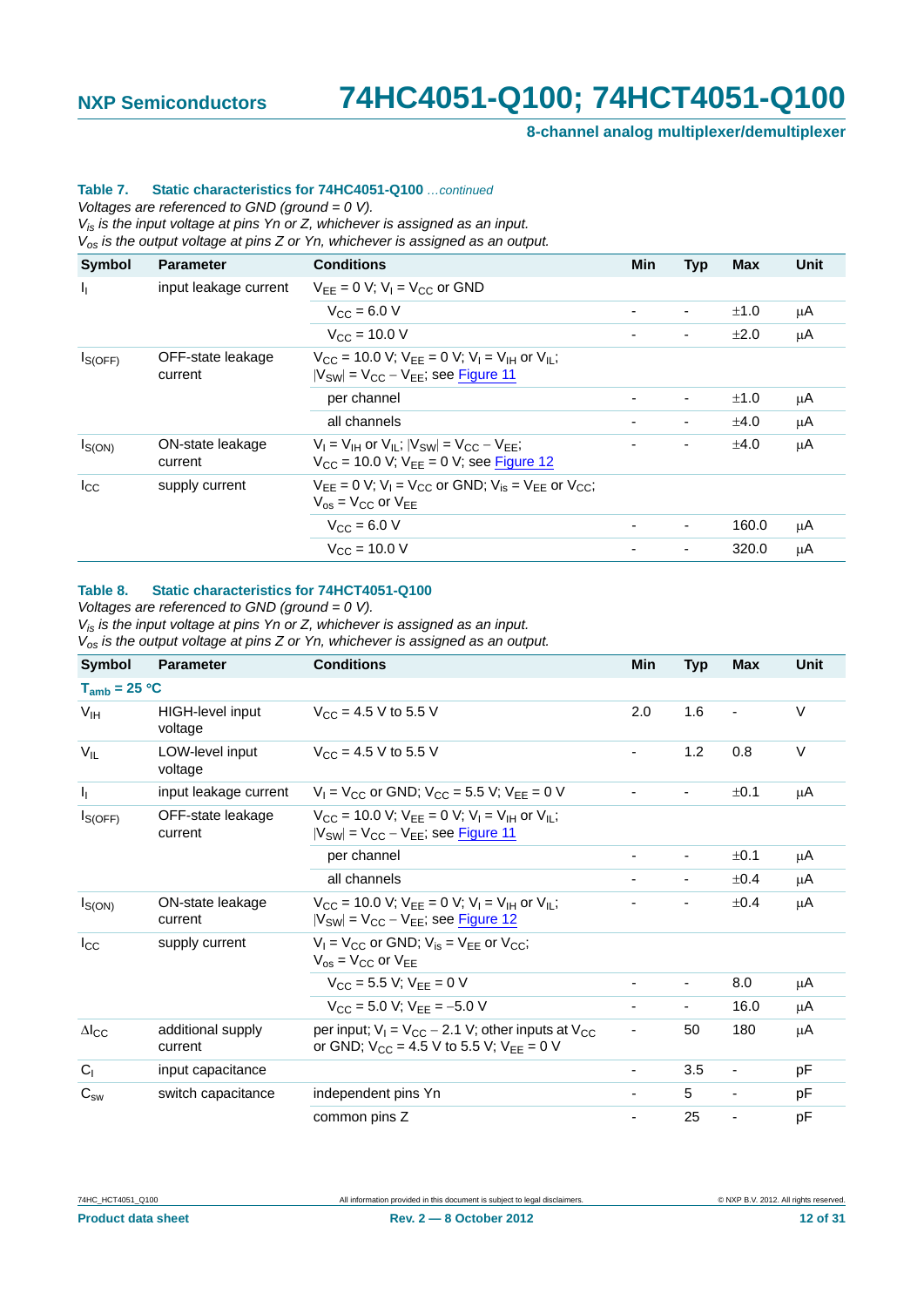**Table 7. Static characteristics for 74HC4051-Q100** *...continued*

*Voltages are referenced to GND (ground = 0 V).*

*$V_{is}$ is the input voltage at pins Yn or Z, whichever is assigned as an input.*

*$V_{os}$ is the output voltage at pins Z or Yn, whichever is assigned as an output.*

| Symbol | Parameter | Conditions | Min | Typ | Max | Unit |
|---|---|---|---|---|---|---|
| $I_I$ | input leakage current | $V_{EE}$ = 0 V; $V_I$ = $V_{CC}$ or GND | | | | |
| | | $V_{CC}$ = 6.0 V | - | - | ±1.0 | μA |
| | | $V_{CC}$ = 10.0 V | - | - | ±2.0 | μA |
| $I_{S(OFF)}$ | OFF-state leakage current | $V_{CC}$ = 10.0 V; $V_{EE}$ = 0 V; $V_I$ = $V_{IH}$ or $V_{IL}$; $\lvert V_{SW}\rvert$ = $V_{CC}$ − $V_{EE}$; see Figure 11 | | | | |
| | | per channel | - | - | ±1.0 | μA |
| | | all channels | - | - | ±4.0 | μA |
| $I_{S(ON)}$ | ON-state leakage current | $V_I$ = $V_{IH}$ or $V_{IL}$; $\lvert V_{SW}\rvert$ = $V_{CC}$ − $V_{EE}$; $V_{CC}$ = 10.0 V; $V_{EE}$ = 0 V; see Figure 12 | - | - | ±4.0 | μA |
| $I_{CC}$ | supply current | $V_{EE}$ = 0 V; $V_I$ = $V_{CC}$ or GND; $V_{is}$ = $V_{EE}$ or $V_{CC}$; $V_{os}$ = $V_{CC}$ or $V_{EE}$ | | | | |
| | | $V_{CC}$ = 6.0 V | - | - | 160.0 | μA |
| | | $V_{CC}$ = 10.0 V | - | - | 320.0 | μA |

**Table 8. Static characteristics for 74HCT4051-Q100**

*Voltages are referenced to GND (ground = 0 V).*

*$V_{is}$ is the input voltage at pins Yn or Z, whichever is assigned as an input.*

*$V_{os}$ is the output voltage at pins Z or Yn, whichever is assigned as an output.*

| Symbol | Parameter | Conditions | Min | Typ | Max | Unit |
|---|---|---|---|---|---|---|
| **$T_{amb}$ = 25 °C** | | | | | | |
| $V_{IH}$ | HIGH-level input voltage | $V_{CC}$ = 4.5 V to 5.5 V | 2.0 | 1.6 | - | V |
| $V_{IL}$ | LOW-level input voltage | $V_{CC}$ = 4.5 V to 5.5 V | - | 1.2 | 0.8 | V |
| $I_I$ | input leakage current | $V_I$ = $V_{CC}$ or GND; $V_{CC}$ = 5.5 V; $V_{EE}$ = 0 V | - | - | ±0.1 | μA |
| $I_{S(OFF)}$ | OFF-state leakage current | $V_{CC}$ = 10.0 V; $V_{EE}$ = 0 V; $V_I$ = $V_{IH}$ or $V_{IL}$; $\lvert V_{SW}\rvert$ = $V_{CC}$ − $V_{EE}$; see Figure 11 | | | | |
| | | per channel | - | - | ±0.1 | μA |
| | | all channels | - | - | ±0.4 | μA |
| $I_{S(ON)}$ | ON-state leakage current | $V_{CC}$ = 10.0 V; $V_{EE}$ = 0 V; $V_I$ = $V_{IH}$ or $V_{IL}$; $\lvert V_{SW}\rvert$ = $V_{CC}$ − $V_{EE}$; see Figure 12 | - | - | ±0.4 | μA |
| $I_{CC}$ | supply current | $V_I$ = $V_{CC}$ or GND; $V_{is}$ = $V_{EE}$ or $V_{CC}$; $V_{os}$ = $V_{CC}$ or $V_{EE}$ | | | | |
| | | $V_{CC}$ = 5.5 V; $V_{EE}$ = 0 V | - | - | 8.0 | μA |
| | | $V_{CC}$ = 5.0 V; $V_{EE}$ = −5.0 V | - | - | 16.0 | μA |
| $\Delta I_{CC}$ | additional supply current | per input; $V_I$ = $V_{CC}$ − 2.1 V; other inputs at $V_{CC}$ or GND; $V_{CC}$ = 4.5 V to 5.5 V; $V_{EE}$ = 0 V | - | 50 | 180 | μA |
| $C_I$ | input capacitance | | - | 3.5 | - | pF |
| $C_{sw}$ | switch capacitance | independent pins Yn | - | 5 | - | pF |
| | | common pins Z | - | 25 | - | pF |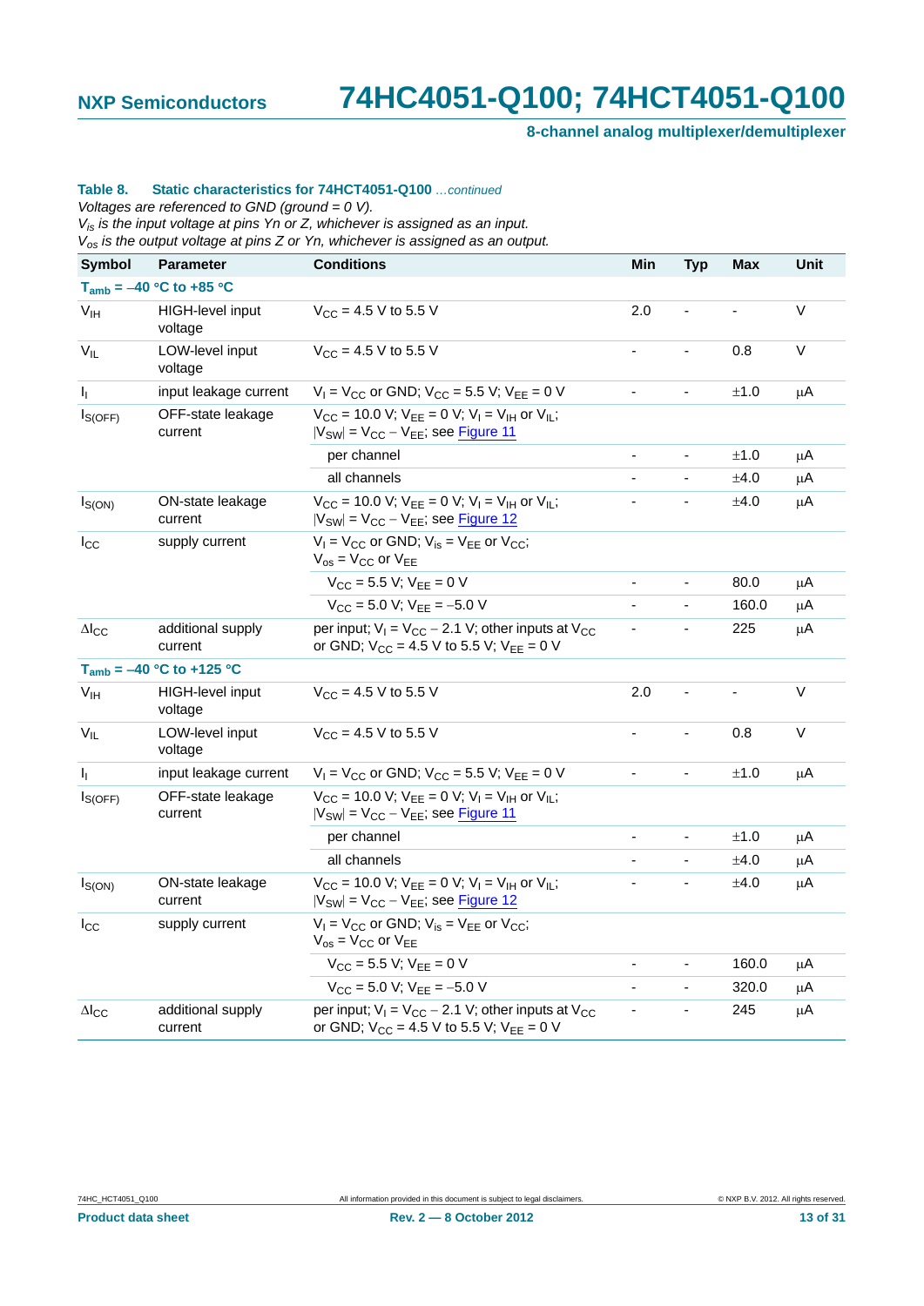**Table 8. Static characteristics for 74HCT4051-Q100** *...continued*

*Voltages are referenced to GND (ground = 0 V).*

*$V_{is}$ is the input voltage at pins Yn or Z, whichever is assigned as an input.*

*$V_{os}$ is the output voltage at pins Z or Yn, whichever is assigned as an output.*

| Symbol | Parameter | Conditions | Min | Typ | Max | Unit |
|---|---|---|---|---|---|---|
| **$T_{amb}$ = –40 °C to +85 °C** | | | | | | |
| $V_{IH}$ | HIGH-level input voltage | $V_{CC}$ = 4.5 V to 5.5 V | 2.0 | - | - | V |
| $V_{IL}$ | LOW-level input voltage | $V_{CC}$ = 4.5 V to 5.5 V | - | - | 0.8 | V |
| $I_I$ | input leakage current | $V_I = V_{CC}$ or GND; $V_{CC}$ = 5.5 V; $V_{EE}$ = 0 V | - | - | ±1.0 | μA |
| $I_{S(OFF)}$ | OFF-state leakage current | $V_{CC}$ = 10.0 V; $V_{EE}$ = 0 V; $V_I = V_{IH}$ or $V_{IL}$; $\|V_{SW}\| = V_{CC} - V_{EE}$; see Figure 11 | | | | |
| | | per channel | - | - | ±1.0 | μA |
| | | all channels | - | - | ±4.0 | μA |
| $I_{S(ON)}$ | ON-state leakage current | $V_{CC}$ = 10.0 V; $V_{EE}$ = 0 V; $V_I = V_{IH}$ or $V_{IL}$; $\|V_{SW}\| = V_{CC} - V_{EE}$; see Figure 12 | - | - | ±4.0 | μA |
| $I_{CC}$ | supply current | $V_I = V_{CC}$ or GND; $V_{is} = V_{EE}$ or $V_{CC}$; $V_{os} = V_{CC}$ or $V_{EE}$ | | | | |
| | | $V_{CC}$ = 5.5 V; $V_{EE}$ = 0 V | - | - | 80.0 | μA |
| | | $V_{CC}$ = 5.0 V; $V_{EE}$ = –5.0 V | - | - | 160.0 | μA |
| $\Delta I_{CC}$ | additional supply current | per input; $V_I = V_{CC} - 2.1$ V; other inputs at $V_{CC}$ or GND; $V_{CC}$ = 4.5 V to 5.5 V; $V_{EE}$ = 0 V | - | - | 225 | μA |
| **$T_{amb}$ = –40 °C to +125 °C** | | | | | | |
| $V_{IH}$ | HIGH-level input voltage | $V_{CC}$ = 4.5 V to 5.5 V | 2.0 | - | - | V |
| $V_{IL}$ | LOW-level input voltage | $V_{CC}$ = 4.5 V to 5.5 V | - | - | 0.8 | V |
| $I_I$ | input leakage current | $V_I = V_{CC}$ or GND; $V_{CC}$ = 5.5 V; $V_{EE}$ = 0 V | - | - | ±1.0 | μA |
| $I_{S(OFF)}$ | OFF-state leakage current | $V_{CC}$ = 10.0 V; $V_{EE}$ = 0 V; $V_I = V_{IH}$ or $V_{IL}$; $\|V_{SW}\| = V_{CC} - V_{EE}$; see Figure 11 | | | | |
| | | per channel | - | - | ±1.0 | μA |
| | | all channels | - | - | ±4.0 | μA |
| $I_{S(ON)}$ | ON-state leakage current | $V_{CC}$ = 10.0 V; $V_{EE}$ = 0 V; $V_I = V_{IH}$ or $V_{IL}$; $\|V_{SW}\| = V_{CC} - V_{EE}$; see Figure 12 | - | - | ±4.0 | μA |
| $I_{CC}$ | supply current | $V_I = V_{CC}$ or GND; $V_{is} = V_{EE}$ or $V_{CC}$; $V_{os} = V_{CC}$ or $V_{EE}$ | | | | |
| | | $V_{CC}$ = 5.5 V; $V_{EE}$ = 0 V | - | - | 160.0 | μA |
| | | $V_{CC}$ = 5.0 V; $V_{EE}$ = –5.0 V | - | - | 320.0 | μA |
| $\Delta I_{CC}$ | additional supply current | per input; $V_I = V_{CC} - 2.1$ V; other inputs at $V_{CC}$ or GND; $V_{CC}$ = 4.5 V to 5.5 V; $V_{EE}$ = 0 V | - | - | 245 | μA |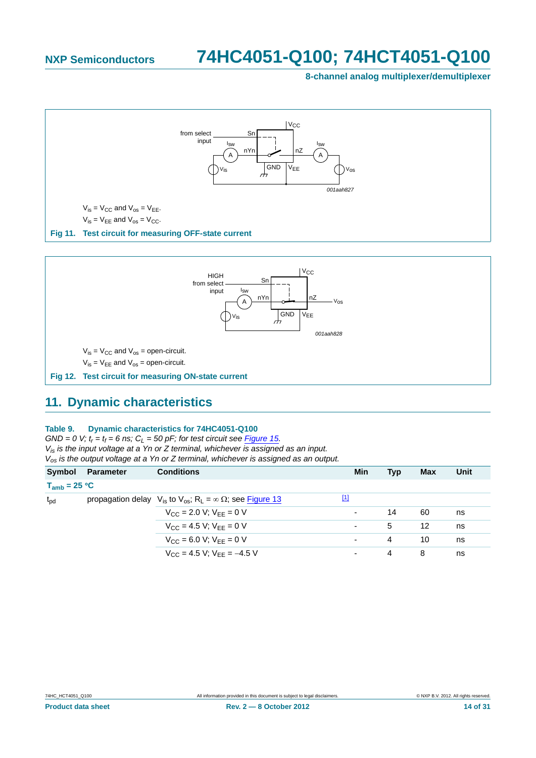$V_{is} = V_{CC}$ and $V_{os} = V_{EE}$.

$V_{is} = V_{EE}$ and $V_{os} = V_{CC}$.

**Fig 11. Test circuit for measuring OFF-state current**

$V_{is} = V_{CC}$ and $V_{os}$ = open-circuit.

$V_{is} = V_{EE}$ and $V_{os}$ = open-circuit.

**Fig 12. Test circuit for measuring ON-state current**

## 11. Dynamic characteristics

**Table 9. Dynamic characteristics for 74HC4051-Q100**

*GND = 0 V; $t_r = t_f$ = 6 ns; $C_L$ = 50 pF; for test circuit see Figure 15.*

*$V_{is}$ is the input voltage at a Yn or Z terminal, whichever is assigned as an input.*

*$V_{os}$ is the output voltage at a Yn or Z terminal, whichever is assigned as an output.*

| Symbol | Parameter | Conditions | | Min | Typ | Max | Unit |
|---|---|---|---|---|---|---|---|
| $T_{amb}$ = 25 °C | | | | | | | |
| $t_{pd}$ | propagation delay | $V_{is}$ to $V_{os}$; $R_L = \infty\ \Omega$; see Figure 13 | [1] | | | | |
| | | $V_{CC}$ = 2.0 V; $V_{EE}$ = 0 V | | - | 14 | 60 | ns |
| | | $V_{CC}$ = 4.5 V; $V_{EE}$ = 0 V | | - | 5 | 12 | ns |
| | | $V_{CC}$ = 6.0 V; $V_{EE}$ = 0 V | | - | 4 | 10 | ns |
| | | $V_{CC}$ = 4.5 V; $V_{EE}$ = −4.5 V | | - | 4 | 8 | ns |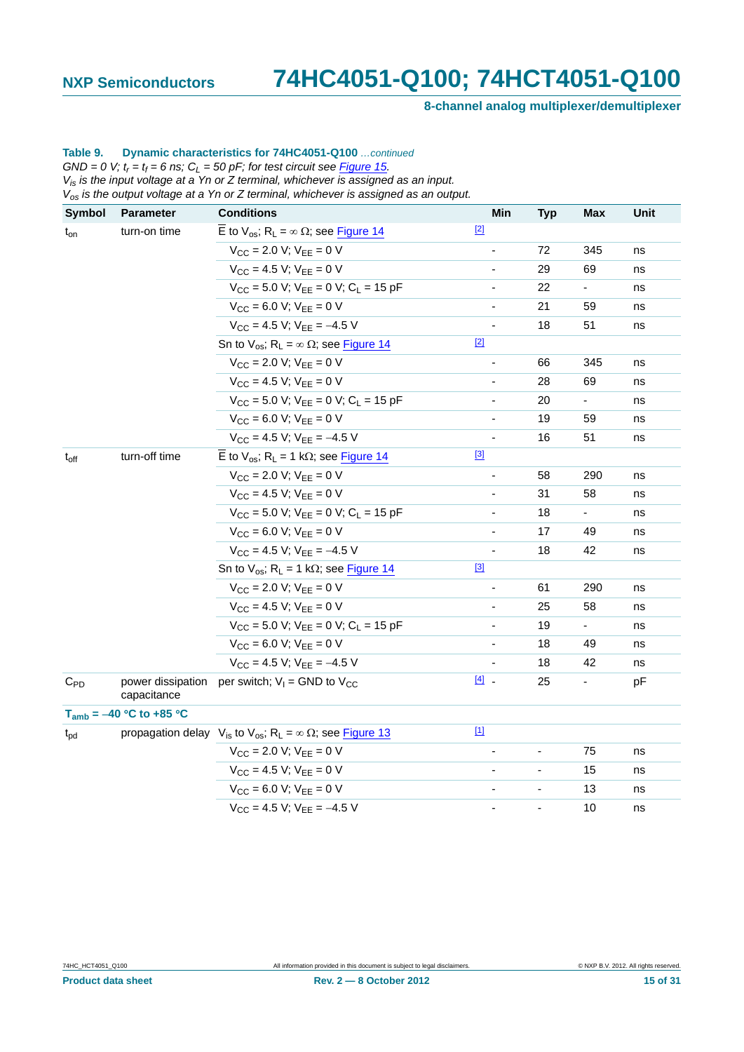**Table 9. Dynamic characteristics for 74HC4051-Q100** *...continued*

*GND = 0 V; $t_r$ = $t_f$ = 6 ns; $C_L$ = 50 pF; for test circuit see Figure 15.*
*$V_{is}$ is the input voltage at a Yn or Z terminal, whichever is assigned as an input.*
*$V_{os}$ is the output voltage at a Yn or Z terminal, whichever is assigned as an output.*

| Symbol | Parameter | Conditions | | Min | Typ | Max | Unit |
|---|---|---|---|---|---|---|---|
| $t_{on}$ | turn-on time | $\overline{E}$ to $V_{os}$; $R_L$ = ∞ Ω; see Figure 14 | [2] | | | | |
| | | $V_{CC}$ = 2.0 V; $V_{EE}$ = 0 V | | - | 72 | 345 | ns |
| | | $V_{CC}$ = 4.5 V; $V_{EE}$ = 0 V | | - | 29 | 69 | ns |
| | | $V_{CC}$ = 5.0 V; $V_{EE}$ = 0 V; $C_L$ = 15 pF | | - | 22 | - | ns |
| | | $V_{CC}$ = 6.0 V; $V_{EE}$ = 0 V | | - | 21 | 59 | ns |
| | | $V_{CC}$ = 4.5 V; $V_{EE}$ = −4.5 V | | - | 18 | 51 | ns |
| | | Sn to $V_{os}$; $R_L$ = ∞ Ω; see Figure 14 | [2] | | | | |
| | | $V_{CC}$ = 2.0 V; $V_{EE}$ = 0 V | | - | 66 | 345 | ns |
| | | $V_{CC}$ = 4.5 V; $V_{EE}$ = 0 V | | - | 28 | 69 | ns |
| | | $V_{CC}$ = 5.0 V; $V_{EE}$ = 0 V; $C_L$ = 15 pF | | - | 20 | - | ns |
| | | $V_{CC}$ = 6.0 V; $V_{EE}$ = 0 V | | - | 19 | 59 | ns |
| | | $V_{CC}$ = 4.5 V; $V_{EE}$ = −4.5 V | | - | 16 | 51 | ns |
| $t_{off}$ | turn-off time | $\overline{E}$ to $V_{os}$; $R_L$ = 1 kΩ; see Figure 14 | [3] | | | | |
| | | $V_{CC}$ = 2.0 V; $V_{EE}$ = 0 V | | - | 58 | 290 | ns |
| | | $V_{CC}$ = 4.5 V; $V_{EE}$ = 0 V | | - | 31 | 58 | ns |
| | | $V_{CC}$ = 5.0 V; $V_{EE}$ = 0 V; $C_L$ = 15 pF | | - | 18 | - | ns |
| | | $V_{CC}$ = 6.0 V; $V_{EE}$ = 0 V | | - | 17 | 49 | ns |
| | | $V_{CC}$ = 4.5 V; $V_{EE}$ = −4.5 V | | - | 18 | 42 | ns |
| | | Sn to $V_{os}$; $R_L$ = 1 kΩ; see Figure 14 | [3] | | | | |
| | | $V_{CC}$ = 2.0 V; $V_{EE}$ = 0 V | | - | 61 | 290 | ns |
| | | $V_{CC}$ = 4.5 V; $V_{EE}$ = 0 V | | - | 25 | 58 | ns |
| | | $V_{CC}$ = 5.0 V; $V_{EE}$ = 0 V; $C_L$ = 15 pF | | - | 19 | - | ns |
| | | $V_{CC}$ = 6.0 V; $V_{EE}$ = 0 V | | - | 18 | 49 | ns |
| | | $V_{CC}$ = 4.5 V; $V_{EE}$ = −4.5 V | | - | 18 | 42 | ns |
| $C_{PD}$ | power dissipation capacitance | per switch; $V_I$ = GND to $V_{CC}$ | [4] | - | 25 | - | pF |
| **$T_{amb}$ = −40 °C to +85 °C** | | | | | | | |
| $t_{pd}$ | propagation delay | $V_{is}$ to $V_{os}$; $R_L$ = ∞ Ω; see Figure 13 | [1] | | | | |
| | | $V_{CC}$ = 2.0 V; $V_{EE}$ = 0 V | | - | - | 75 | ns |
| | | $V_{CC}$ = 4.5 V; $V_{EE}$ = 0 V | | - | - | 15 | ns |
| | | $V_{CC}$ = 6.0 V; $V_{EE}$ = 0 V | | - | - | 13 | ns |
| | | $V_{CC}$ = 4.5 V; $V_{EE}$ = −4.5 V | | - | - | 10 | ns |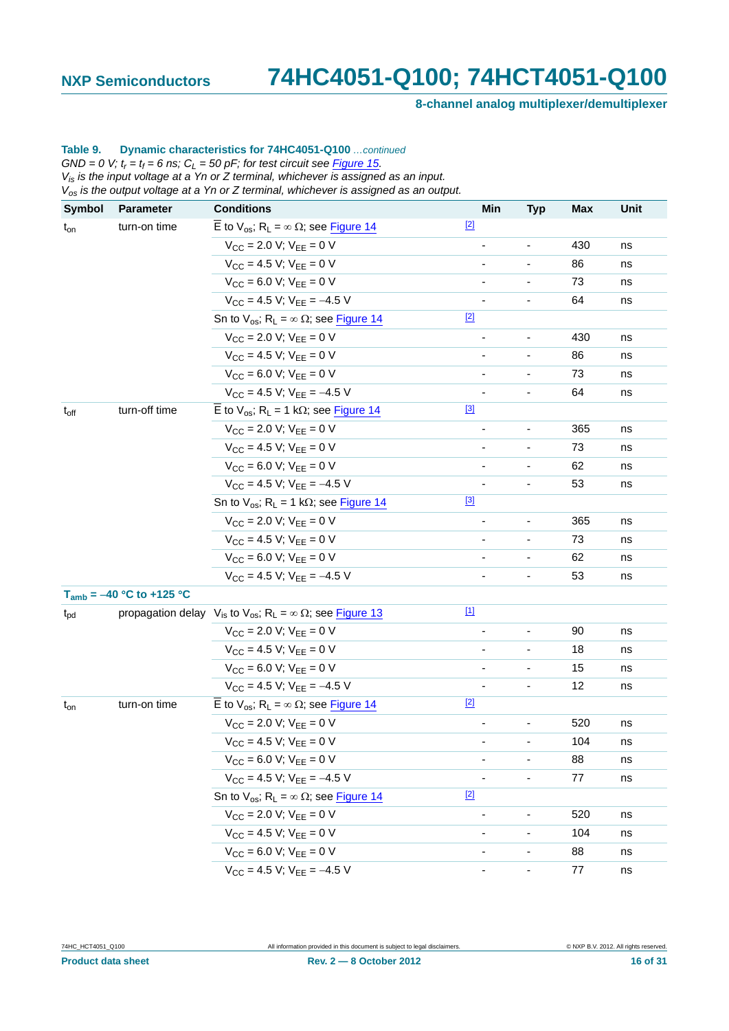**Table 9. Dynamic characteristics for 74HC4051-Q100** *...continued*

*GND = 0 V; $t_r$ = $t_f$ = 6 ns; $C_L$ = 50 pF; for test circuit see Figure 15.*
*$V_{is}$ is the input voltage at a Yn or Z terminal, whichever is assigned as an input.*
*$V_{os}$ is the output voltage at a Yn or Z terminal, whichever is assigned as an output.*

| Symbol | Parameter | Conditions | | Min | Typ | Max | Unit |
|---|---|---|---|---|---|---|---|
| $t_{on}$ | turn-on time | $\overline{E}$ to $V_{os}$; $R_L$ = ∞ Ω; see Figure 14 | [2] | | | | |
| | | $V_{CC}$ = 2.0 V; $V_{EE}$ = 0 V | | - | - | 430 | ns |
| | | $V_{CC}$ = 4.5 V; $V_{EE}$ = 0 V | | - | - | 86 | ns |
| | | $V_{CC}$ = 6.0 V; $V_{EE}$ = 0 V | | - | - | 73 | ns |
| | | $V_{CC}$ = 4.5 V; $V_{EE}$ = −4.5 V | | - | - | 64 | ns |
| | | Sn to $V_{os}$; $R_L$ = ∞ Ω; see Figure 14 | [2] | | | | |
| | | $V_{CC}$ = 2.0 V; $V_{EE}$ = 0 V | | - | - | 430 | ns |
| | | $V_{CC}$ = 4.5 V; $V_{EE}$ = 0 V | | - | - | 86 | ns |
| | | $V_{CC}$ = 6.0 V; $V_{EE}$ = 0 V | | - | - | 73 | ns |
| | | $V_{CC}$ = 4.5 V; $V_{EE}$ = −4.5 V | | - | - | 64 | ns |
| $t_{off}$ | turn-off time | $\overline{E}$ to $V_{os}$; $R_L$ = 1 kΩ; see Figure 14 | [3] | | | | |
| | | $V_{CC}$ = 2.0 V; $V_{EE}$ = 0 V | | - | - | 365 | ns |
| | | $V_{CC}$ = 4.5 V; $V_{EE}$ = 0 V | | - | - | 73 | ns |
| | | $V_{CC}$ = 6.0 V; $V_{EE}$ = 0 V | | - | - | 62 | ns |
| | | $V_{CC}$ = 4.5 V; $V_{EE}$ = −4.5 V | | - | - | 53 | ns |
| | | Sn to $V_{os}$; $R_L$ = 1 kΩ; see Figure 14 | [3] | | | | |
| | | $V_{CC}$ = 2.0 V; $V_{EE}$ = 0 V | | - | - | 365 | ns |
| | | $V_{CC}$ = 4.5 V; $V_{EE}$ = 0 V | | - | - | 73 | ns |
| | | $V_{CC}$ = 6.0 V; $V_{EE}$ = 0 V | | - | - | 62 | ns |
| | | $V_{CC}$ = 4.5 V; $V_{EE}$ = −4.5 V | | - | - | 53 | ns |
| **$T_{amb}$ = −40 °C to +125 °C** | | | | | | | |
| $t_{pd}$ | propagation delay | $V_{is}$ to $V_{os}$; $R_L$ = ∞ Ω; see Figure 13 | [1] | | | | |
| | | $V_{CC}$ = 2.0 V; $V_{EE}$ = 0 V | | - | - | 90 | ns |
| | | $V_{CC}$ = 4.5 V; $V_{EE}$ = 0 V | | - | - | 18 | ns |
| | | $V_{CC}$ = 6.0 V; $V_{EE}$ = 0 V | | - | - | 15 | ns |
| | | $V_{CC}$ = 4.5 V; $V_{EE}$ = −4.5 V | | - | - | 12 | ns |
| $t_{on}$ | turn-on time | $\overline{E}$ to $V_{os}$; $R_L$ = ∞ Ω; see Figure 14 | [2] | | | | |
| | | $V_{CC}$ = 2.0 V; $V_{EE}$ = 0 V | | - | - | 520 | ns |
| | | $V_{CC}$ = 4.5 V; $V_{EE}$ = 0 V | | - | - | 104 | ns |
| | | $V_{CC}$ = 6.0 V; $V_{EE}$ = 0 V | | - | - | 88 | ns |
| | | $V_{CC}$ = 4.5 V; $V_{EE}$ = −4.5 V | | - | - | 77 | ns |
| | | Sn to $V_{os}$; $R_L$ = ∞ Ω; see Figure 14 | [2] | | | | |
| | | $V_{CC}$ = 2.0 V; $V_{EE}$ = 0 V | | - | - | 520 | ns |
| | | $V_{CC}$ = 4.5 V; $V_{EE}$ = 0 V | | - | - | 104 | ns |
| | | $V_{CC}$ = 6.0 V; $V_{EE}$ = 0 V | | - | - | 88 | ns |
| | | $V_{CC}$ = 4.5 V; $V_{EE}$ = −4.5 V | | - | - | 77 | ns |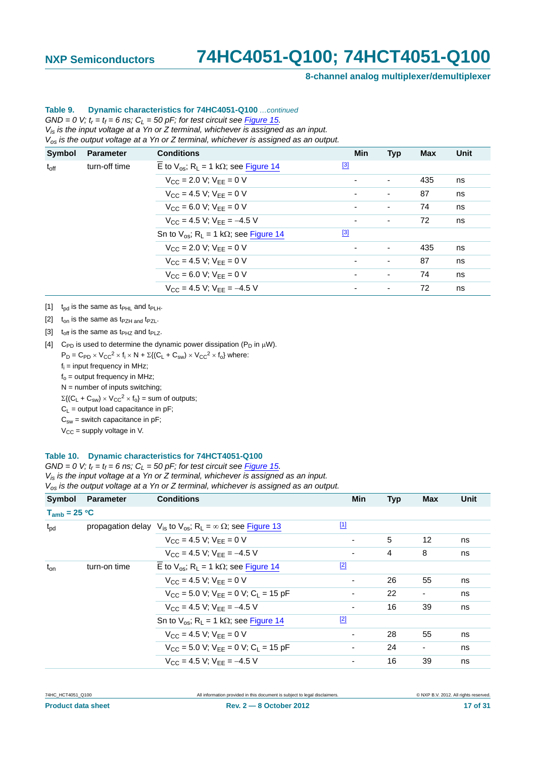**Table 9. Dynamic characteristics for 74HC4051-Q100** *...continued*

*GND = 0 V; $t_r$ = $t_f$ = 6 ns; $C_L$ = 50 pF; for test circuit see Figure 15.*
*$V_{is}$ is the input voltage at a Yn or Z terminal, whichever is assigned as an input.*
*$V_{os}$ is the output voltage at a Yn or Z terminal, whichever is assigned as an output.*

| Symbol | Parameter | Conditions | | Min | Typ | Max | Unit |
|---|---|---|---|---|---|---|---|
| $t_{off}$ | turn-off time | $\overline{E}$ to $V_{os}$; $R_L$ = 1 kΩ; see Figure 14 | [3] | | | | |
| | | $V_{CC}$ = 2.0 V; $V_{EE}$ = 0 V | | - | - | 435 | ns |
| | | $V_{CC}$ = 4.5 V; $V_{EE}$ = 0 V | | - | - | 87 | ns |
| | | $V_{CC}$ = 6.0 V; $V_{EE}$ = 0 V | | - | - | 74 | ns |
| | | $V_{CC}$ = 4.5 V; $V_{EE}$ = −4.5 V | | - | - | 72 | ns |
| | | Sn to $V_{os}$; $R_L$ = 1 kΩ; see Figure 14 | [3] | | | | |
| | | $V_{CC}$ = 2.0 V; $V_{EE}$ = 0 V | | - | - | 435 | ns |
| | | $V_{CC}$ = 4.5 V; $V_{EE}$ = 0 V | | - | - | 87 | ns |
| | | $V_{CC}$ = 6.0 V; $V_{EE}$ = 0 V | | - | - | 74 | ns |
| | | $V_{CC}$ = 4.5 V; $V_{EE}$ = −4.5 V | | - | - | 72 | ns |

[1] $t_{pd}$ is the same as $t_{PHL}$ and $t_{PLH}$.

[2] $t_{on}$ is the same as $t_{PZH}$ and $t_{PZL}$.

[3] $t_{off}$ is the same as $t_{PHZ}$ and $t_{PLZ}$.

[4] $C_{PD}$ is used to determine the dynamic power dissipation ($P_D$ in μW).

$P_D = C_{PD} \times V_{CC}^2 \times f_i \times N + \Sigma\{(C_L + C_{sw}) \times V_{CC}^2 \times f_o\}$ where:

$f_i$ = input frequency in MHz;

$f_o$ = output frequency in MHz;

N = number of inputs switching;

$\Sigma\{(C_L + C_{sw}) \times V_{CC}^2 \times f_o\}$ = sum of outputs;

$C_L$ = output load capacitance in pF;

$C_{sw}$ = switch capacitance in pF;

$V_{CC}$ = supply voltage in V.

**Table 10. Dynamic characteristics for 74HCT4051-Q100**

*GND = 0 V; $t_r$ = $t_f$ = 6 ns; $C_L$ = 50 pF; for test circuit see Figure 15.*
*$V_{is}$ is the input voltage at a Yn or Z terminal, whichever is assigned as an input.*
*$V_{os}$ is the output voltage at a Yn or Z terminal, whichever is assigned as an output.*

| Symbol | Parameter | Conditions | | Min | Typ | Max | Unit |
|---|---|---|---|---|---|---|---|
| **$T_{amb}$ = 25 °C** | | | | | | | |
| $t_{pd}$ | propagation delay | $V_{is}$ to $V_{os}$; $R_L$ = ∞ Ω; see Figure 13 | [1] | | | | |
| | | $V_{CC}$ = 4.5 V; $V_{EE}$ = 0 V | | - | 5 | 12 | ns |
| | | $V_{CC}$ = 4.5 V; $V_{EE}$ = −4.5 V | | - | 4 | 8 | ns |
| $t_{on}$ | turn-on time | $\overline{E}$ to $V_{os}$; $R_L$ = 1 kΩ; see Figure 14 | [2] | | | | |
| | | $V_{CC}$ = 4.5 V; $V_{EE}$ = 0 V | | - | 26 | 55 | ns |
| | | $V_{CC}$ = 5.0 V; $V_{EE}$ = 0 V; $C_L$ = 15 pF | | - | 22 | - | ns |
| | | $V_{CC}$ = 4.5 V; $V_{EE}$ = −4.5 V | | - | 16 | 39 | ns |
| | | Sn to $V_{os}$; $R_L$ = 1 kΩ; see Figure 14 | [2] | | | | |
| | | $V_{CC}$ = 4.5 V; $V_{EE}$ = 0 V | | - | 28 | 55 | ns |
| | | $V_{CC}$ = 5.0 V; $V_{EE}$ = 0 V; $C_L$ = 15 pF | | - | 24 | - | ns |
| | | $V_{CC}$ = 4.5 V; $V_{EE}$ = −4.5 V | | - | 16 | 39 | ns |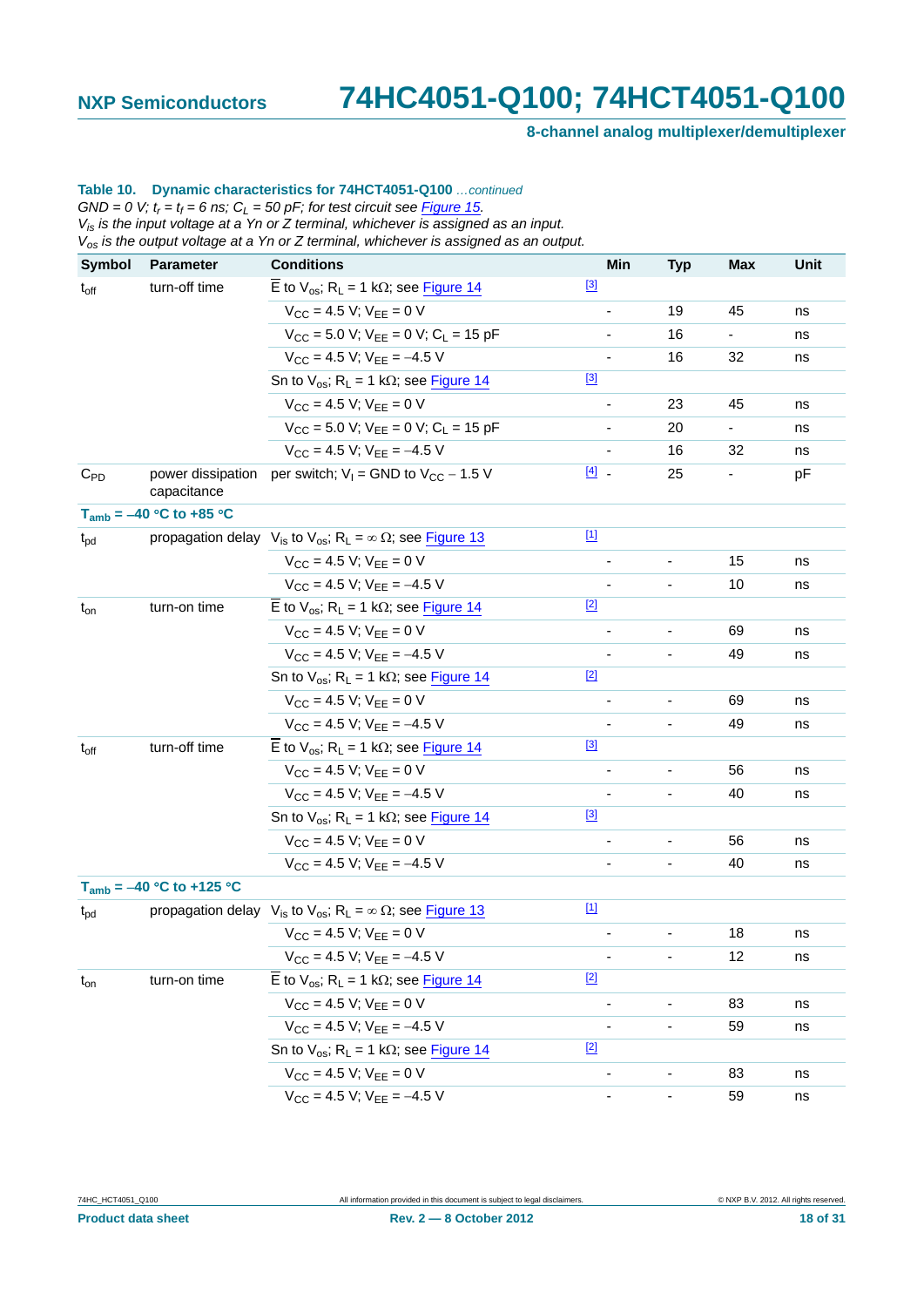**Table 10. Dynamic characteristics for 74HCT4051-Q100** *...continued*

*GND = 0 V; $t_r$ = $t_f$ = 6 ns; $C_L$ = 50 pF; for test circuit see Figure 15.*
*$V_{is}$ is the input voltage at a Yn or Z terminal, whichever is assigned as an input.*
*$V_{os}$ is the output voltage at a Yn or Z terminal, whichever is assigned as an output.*

| Symbol | Parameter | Conditions | | Min | Typ | Max | Unit |
|---|---|---|---|---|---|---|---|
| $t_{off}$ | turn-off time | $\overline{E}$ to $V_{os}$; $R_L$ = 1 kΩ; see Figure 14 | [3] | | | | |
| | | $V_{CC}$ = 4.5 V; $V_{EE}$ = 0 V | | - | 19 | 45 | ns |
| | | $V_{CC}$ = 5.0 V; $V_{EE}$ = 0 V; $C_L$ = 15 pF | | - | 16 | - | ns |
| | | $V_{CC}$ = 4.5 V; $V_{EE}$ = −4.5 V | | - | 16 | 32 | ns |
| | | Sn to $V_{os}$; $R_L$ = 1 kΩ; see Figure 14 | [3] | | | | |
| | | $V_{CC}$ = 4.5 V; $V_{EE}$ = 0 V | | - | 23 | 45 | ns |
| | | $V_{CC}$ = 5.0 V; $V_{EE}$ = 0 V; $C_L$ = 15 pF | | - | 20 | - | ns |
| | | $V_{CC}$ = 4.5 V; $V_{EE}$ = −4.5 V | | - | 16 | 32 | ns |
| $C_{PD}$ | power dissipation capacitance | per switch; $V_I$ = GND to $V_{CC}$ − 1.5 V | [4] | - | 25 | - | pF |
| **$T_{amb}$ = −40 °C to +85 °C** | | | | | | | |
| $t_{pd}$ | propagation delay | $V_{is}$ to $V_{os}$; $R_L$ = ∞ Ω; see Figure 13 | [1] | | | | |
| | | $V_{CC}$ = 4.5 V; $V_{EE}$ = 0 V | | - | - | 15 | ns |
| | | $V_{CC}$ = 4.5 V; $V_{EE}$ = −4.5 V | | - | - | 10 | ns |
| $t_{on}$ | turn-on time | $\overline{E}$ to $V_{os}$; $R_L$ = 1 kΩ; see Figure 14 | [2] | | | | |
| | | $V_{CC}$ = 4.5 V; $V_{EE}$ = 0 V | | - | - | 69 | ns |
| | | $V_{CC}$ = 4.5 V; $V_{EE}$ = −4.5 V | | - | - | 49 | ns |
| | | Sn to $V_{os}$; $R_L$ = 1 kΩ; see Figure 14 | [2] | | | | |
| | | $V_{CC}$ = 4.5 V; $V_{EE}$ = 0 V | | - | - | 69 | ns |
| | | $V_{CC}$ = 4.5 V; $V_{EE}$ = −4.5 V | | - | - | 49 | ns |
| $t_{off}$ | turn-off time | $\overline{E}$ to $V_{os}$; $R_L$ = 1 kΩ; see Figure 14 | [3] | | | | |
| | | $V_{CC}$ = 4.5 V; $V_{EE}$ = 0 V | | - | - | 56 | ns |
| | | $V_{CC}$ = 4.5 V; $V_{EE}$ = −4.5 V | | - | - | 40 | ns |
| | | Sn to $V_{os}$; $R_L$ = 1 kΩ; see Figure 14 | [3] | | | | |
| | | $V_{CC}$ = 4.5 V; $V_{EE}$ = 0 V | | - | - | 56 | ns |
| | | $V_{CC}$ = 4.5 V; $V_{EE}$ = −4.5 V | | - | - | 40 | ns |
| **$T_{amb}$ = −40 °C to +125 °C** | | | | | | | |
| $t_{pd}$ | propagation delay | $V_{is}$ to $V_{os}$; $R_L$ = ∞ Ω; see Figure 13 | [1] | | | | |
| | | $V_{CC}$ = 4.5 V; $V_{EE}$ = 0 V | | - | - | 18 | ns |
| | | $V_{CC}$ = 4.5 V; $V_{EE}$ = −4.5 V | | - | - | 12 | ns |
| $t_{on}$ | turn-on time | $\overline{E}$ to $V_{os}$; $R_L$ = 1 kΩ; see Figure 14 | [2] | | | | |
| | | $V_{CC}$ = 4.5 V; $V_{EE}$ = 0 V | | - | - | 83 | ns |
| | | $V_{CC}$ = 4.5 V; $V_{EE}$ = −4.5 V | | - | - | 59 | ns |
| | | Sn to $V_{os}$; $R_L$ = 1 kΩ; see Figure 14 | [2] | | | | |
| | | $V_{CC}$ = 4.5 V; $V_{EE}$ = 0 V | | - | - | 83 | ns |
| | | $V_{CC}$ = 4.5 V; $V_{EE}$ = −4.5 V | | - | - | 59 | ns |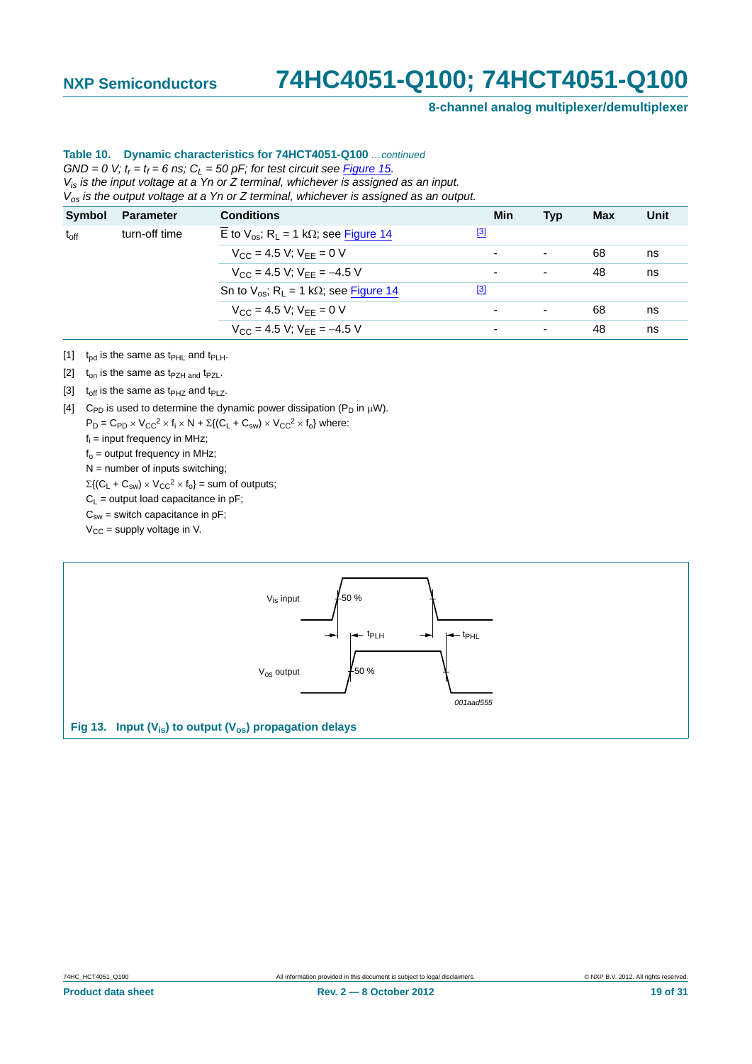**Table 10. Dynamic characteristics for 74HCT4051-Q100** *...continued*

*GND = 0 V; $t_r$ = $t_f$ = 6 ns; $C_L$ = 50 pF; for test circuit see Figure 15.*

*$V_{is}$ is the input voltage at a Yn or Z terminal, whichever is assigned as an input.*

*$V_{os}$ is the output voltage at a Yn or Z terminal, whichever is assigned as an output.*

| Symbol | Parameter | Conditions | | Min | Typ | Max | Unit |
|---|---|---|---|---|---|---|---|
| $t_{off}$ | turn-off time | $\overline{E}$ to $V_{os}$; $R_L$ = 1 kΩ; see Figure 14 | [3] | | | | |
| | | $V_{CC}$ = 4.5 V; $V_{EE}$ = 0 V | | - | - | 68 | ns |
| | | $V_{CC}$ = 4.5 V; $V_{EE}$ = −4.5 V | | - | - | 48 | ns |
| | | Sn to $V_{os}$; $R_L$ = 1 kΩ; see Figure 14 | [3] | | | | |
| | | $V_{CC}$ = 4.5 V; $V_{EE}$ = 0 V | | - | - | 68 | ns |
| | | $V_{CC}$ = 4.5 V; $V_{EE}$ = −4.5 V | | - | - | 48 | ns |

[1] $t_{pd}$ is the same as $t_{PHL}$ and $t_{PLH}$.

[2] $t_{on}$ is the same as $t_{PZH}$ and $t_{PZL}$.

[3] $t_{off}$ is the same as $t_{PHZ}$ and $t_{PLZ}$.

[4] $C_{PD}$ is used to determine the dynamic power dissipation ($P_D$ in μW).

$P_D = C_{PD} \times V_{CC}^2 \times f_i \times N + \Sigma\{(C_L + C_{sw}) \times V_{CC}^2 \times f_o\}$ where:

$f_i$ = input frequency in MHz;

$f_o$ = output frequency in MHz;

N = number of inputs switching;

$\Sigma\{(C_L + C_{sw}) \times V_{CC}^2 \times f_o\}$ = sum of outputs;

$C_L$ = output load capacitance in pF;

$C_{sw}$ = switch capacitance in pF;

$V_{CC}$ = supply voltage in V.

**Fig 13. Input ($V_{is}$) to output ($V_{os}$) propagation delays**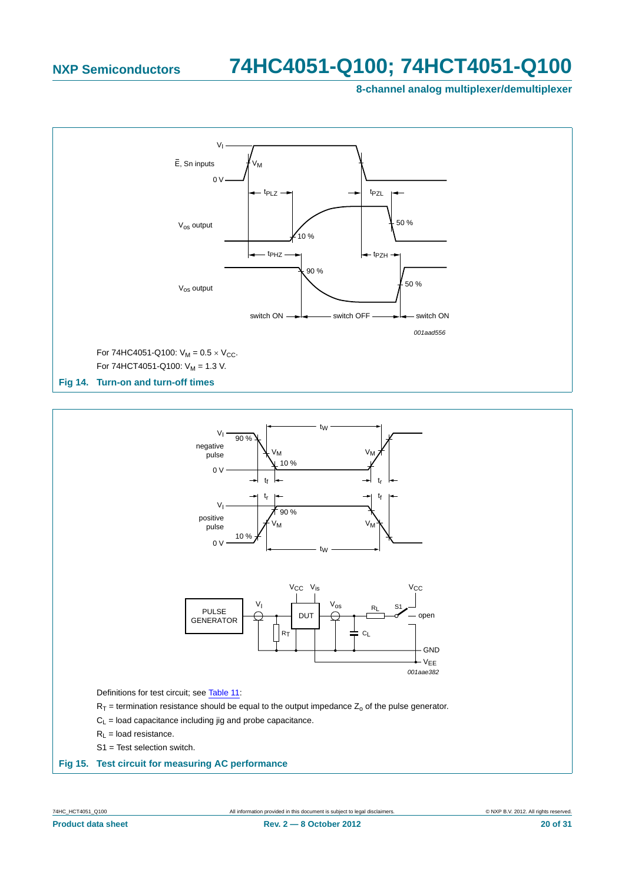For 74HC4051-Q100: $V_M = 0.5 \times V_{CC}$.

For 74HCT4051-Q100: $V_M = 1.3$ V.

**Fig 14. Turn-on and turn-off times**

Definitions for test circuit; see Table 11:

$R_T$ = termination resistance should be equal to the output impedance $Z_o$ of the pulse generator.

$C_L$ = load capacitance including jig and probe capacitance.

$R_L$ = load resistance.

S1 = Test selection switch.

**Fig 15. Test circuit for measuring AC performance**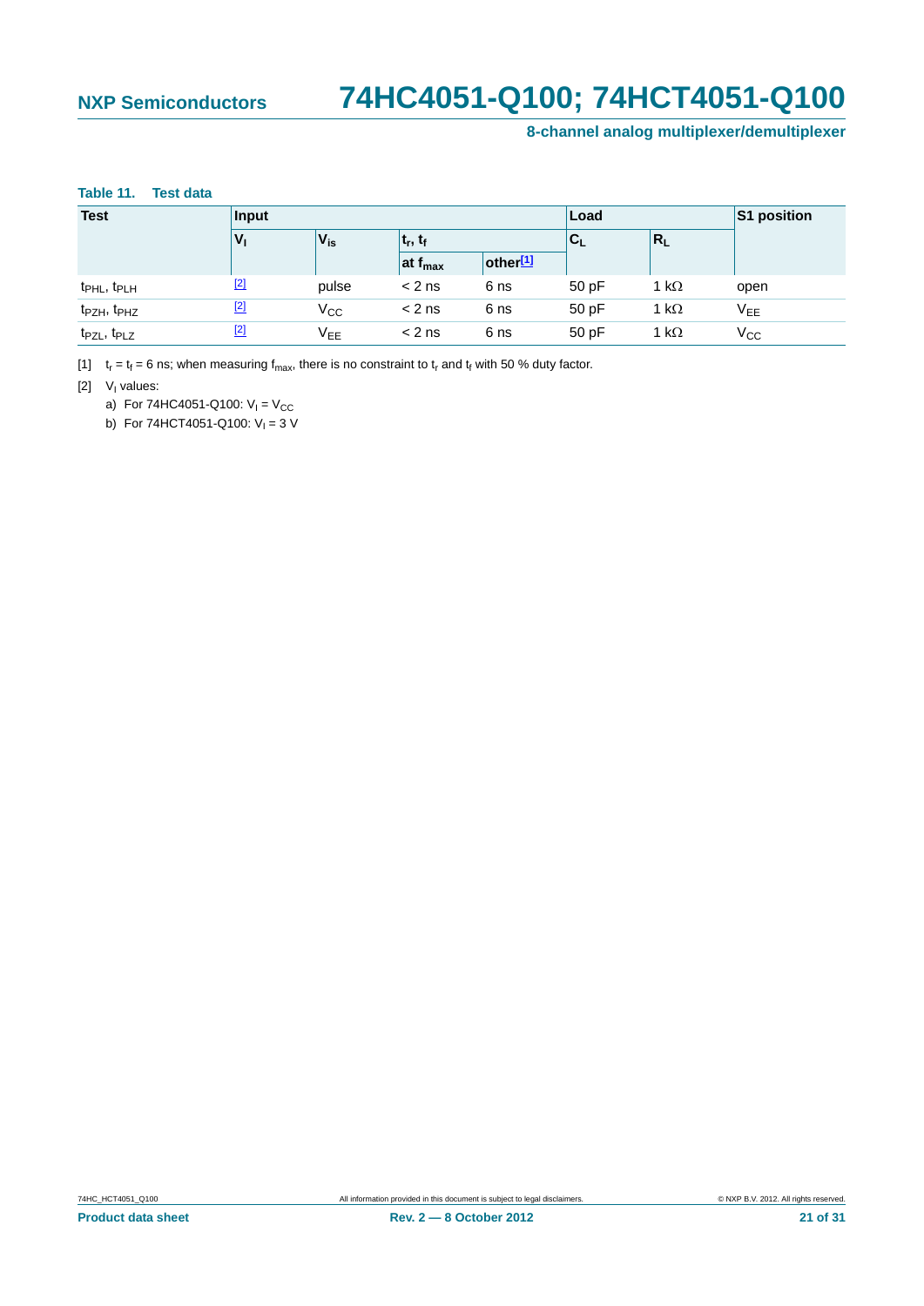**Table 11. Test data**

| Test | Input | | | | Load | | S1 position |
|---|---|---|---|---|---|---|---|
| | $V_I$ | $V_{is}$ | $t_r$, $t_f$ | | $C_L$ | $R_L$ | |
| | | | at $f_{max}$ | other[1] | | | |
| $t_{PHL}$, $t_{PLH}$ | [2] | pulse | < 2 ns | 6 ns | 50 pF | 1 kΩ | open |
| $t_{PZH}$, $t_{PHZ}$ | [2] | $V_{CC}$ | < 2 ns | 6 ns | 50 pF | 1 kΩ | $V_{EE}$ |
| $t_{PZL}$, $t_{PLZ}$ | [2] | $V_{EE}$ | < 2 ns | 6 ns | 50 pF | 1 kΩ | $V_{CC}$ |

[1] $t_r = t_f = 6$ ns; when measuring $f_{max}$, there is no constraint to $t_r$ and $t_f$ with 50 % duty factor.

[2] $V_I$ values:

a) For 74HC4051-Q100: $V_I = V_{CC}$

b) For 74HCT4051-Q100: $V_I = 3$ V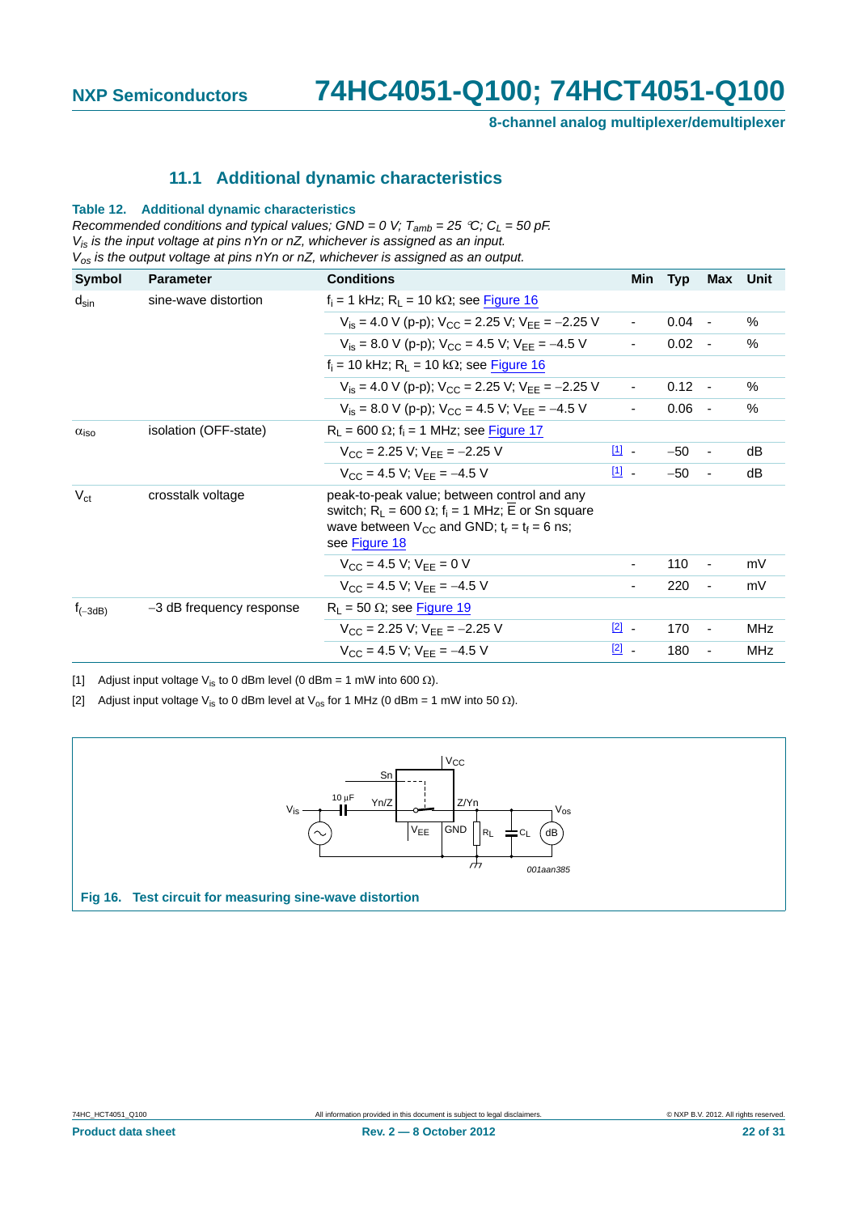### 11.1 Additional dynamic characteristics

**Table 12. Additional dynamic characteristics**

*Recommended conditions and typical values; GND = 0 V; $T_{amb}$ = 25 °C; $C_L$ = 50 pF.*
*$V_{is}$ is the input voltage at pins nYn or nZ, whichever is assigned as an input.*
*$V_{os}$ is the output voltage at pins nYn or nZ, whichever is assigned as an output.*

| Symbol | Parameter | Conditions | | Min | Typ | Max | Unit |
|---|---|---|---|---|---|---|---|
| $d_{sin}$ | sine-wave distortion | $f_i$ = 1 kHz; $R_L$ = 10 kΩ; see Figure 16 | | | | | |
| | | $V_{is}$ = 4.0 V (p-p); $V_{CC}$ = 2.25 V; $V_{EE}$ = −2.25 V | | - | 0.04 | - | % |
| | | $V_{is}$ = 8.0 V (p-p); $V_{CC}$ = 4.5 V; $V_{EE}$ = −4.5 V | | - | 0.02 | - | % |
| | | $f_i$ = 10 kHz; $R_L$ = 10 kΩ; see Figure 16 | | | | | |
| | | $V_{is}$ = 4.0 V (p-p); $V_{CC}$ = 2.25 V; $V_{EE}$ = −2.25 V | | - | 0.12 | - | % |
| | | $V_{is}$ = 8.0 V (p-p); $V_{CC}$ = 4.5 V; $V_{EE}$ = −4.5 V | | - | 0.06 | - | % |
| $\alpha_{iso}$ | isolation (OFF-state) | $R_L$ = 600 Ω; $f_i$ = 1 MHz; see Figure 17 | | | | | |
| | | $V_{CC}$ = 2.25 V; $V_{EE}$ = −2.25 V | [1] | - | −50 | - | dB |
| | | $V_{CC}$ = 4.5 V; $V_{EE}$ = −4.5 V | [1] | - | −50 | - | dB |
| $V_{ct}$ | crosstalk voltage | peak-to-peak value; between control and any switch; $R_L$ = 600 Ω; $f_i$ = 1 MHz; $\overline{E}$ or Sn square wave between $V_{CC}$ and GND; $t_r$ = $t_f$ = 6 ns; see Figure 18 | | | | | |
| | | $V_{CC}$ = 4.5 V; $V_{EE}$ = 0 V | | - | 110 | - | mV |
| | | $V_{CC}$ = 4.5 V; $V_{EE}$ = −4.5 V | | - | 220 | - | mV |
| $f_{(-3dB)}$ | −3 dB frequency response | $R_L$ = 50 Ω; see Figure 19 | | | | | |
| | | $V_{CC}$ = 2.25 V; $V_{EE}$ = −2.25 V | [2] | - | 170 | - | MHz |
| | | $V_{CC}$ = 4.5 V; $V_{EE}$ = −4.5 V | [2] | - | 180 | - | MHz |

[1] Adjust input voltage $V_{is}$ to 0 dBm level (0 dBm = 1 mW into 600 Ω).

[2] Adjust input voltage $V_{is}$ to 0 dBm level at $V_{os}$ for 1 MHz (0 dBm = 1 mW into 50 Ω).

**Fig 16. Test circuit for measuring sine-wave distortion**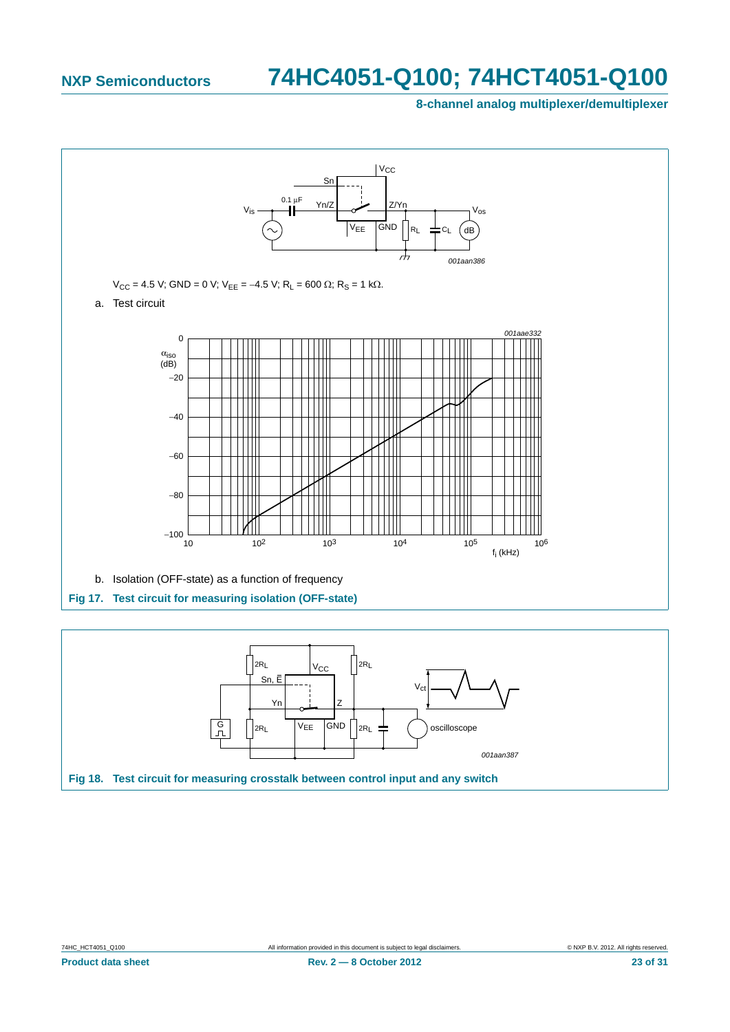$V_{CC}$ = 4.5 V; GND = 0 V; $V_{EE}$ = −4.5 V; $R_L$ = 600 Ω; $R_S$ = 1 kΩ.

a. Test circuit

b. Isolation (OFF-state) as a function of frequency

**Fig 17. Test circuit for measuring isolation (OFF-state)**

**Fig 18. Test circuit for measuring crosstalk between control input and any switch**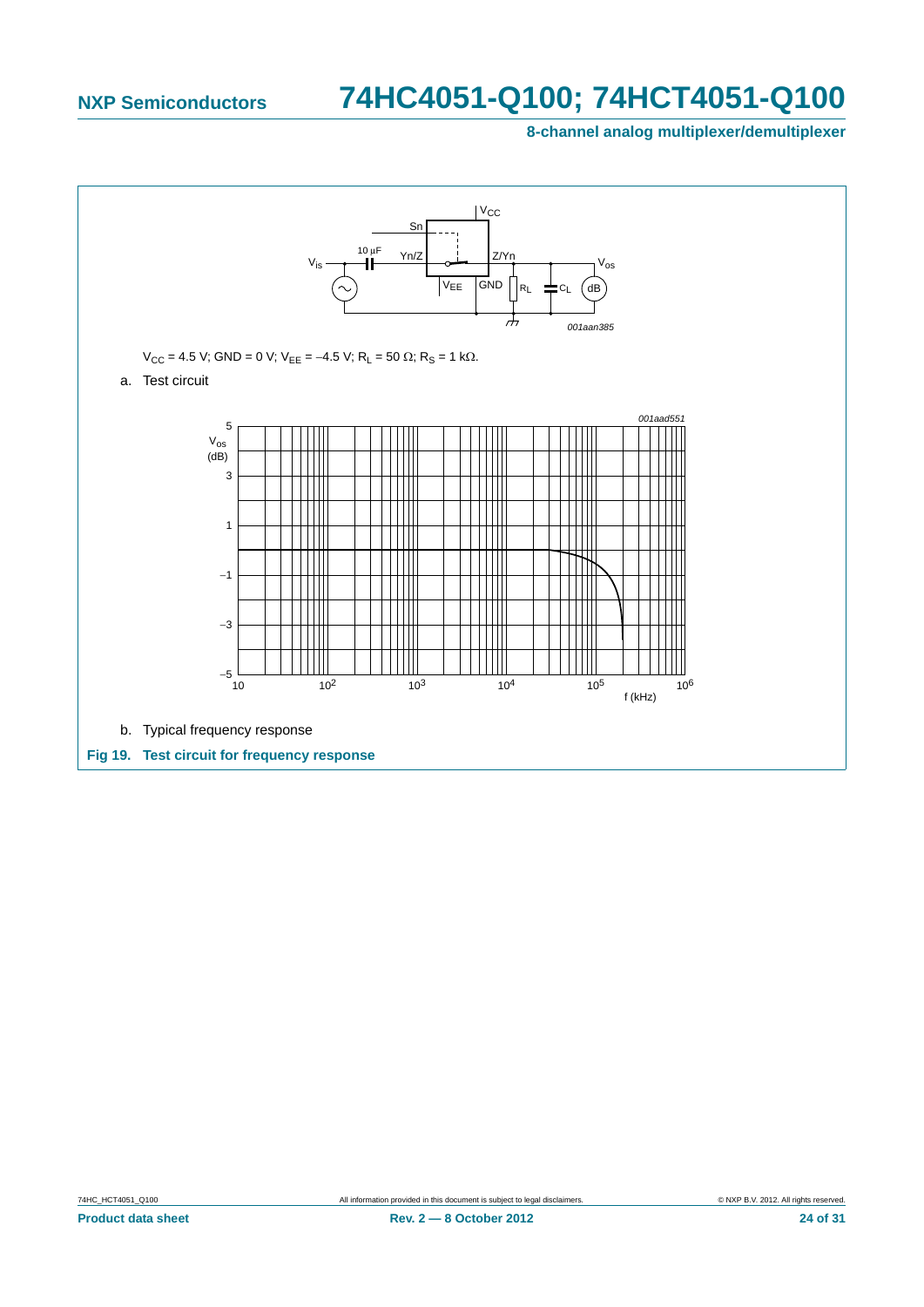$V_{CC}$ = 4.5 V; GND = 0 V; $V_{EE}$ = −4.5 V; $R_L$ = 50 Ω; $R_S$ = 1 kΩ.

a. Test circuit

b. Typical frequency response

**Fig 19. Test circuit for frequency response**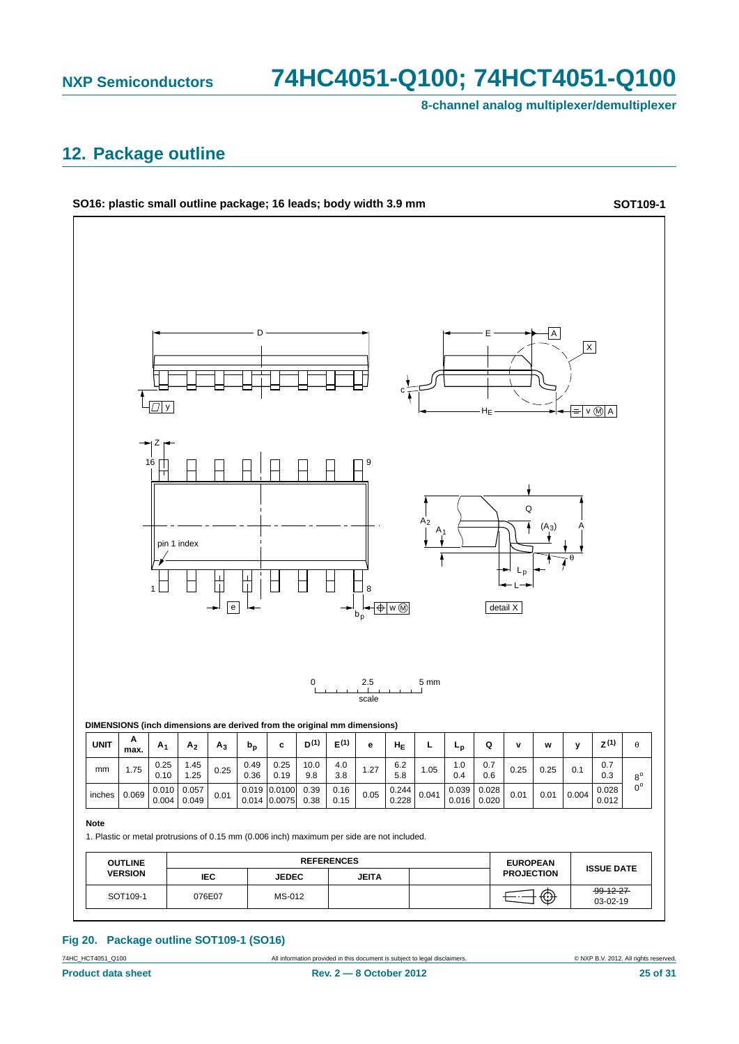## 12. Package outline

**SO16: plastic small outline package; 16 leads; body width 3.9 mm** **SOT109-1**

**DIMENSIONS (inch dimensions are derived from the original mm dimensions)**

| UNIT | A max. | $A_1$ | $A_2$ | $A_3$ | $b_p$ | c | $D^{(1)}$ | $E^{(1)}$ | e | $H_E$ | L | $L_p$ | Q | v | w | y | $Z^{(1)}$ | θ |
|---|---|---|---|---|---|---|---|---|---|---|---|---|---|---|---|---|---|---|
| mm | 1.75 | 0.25<br>0.10 | 1.45<br>1.25 | 0.25 | 0.49<br>0.36 | 0.25<br>0.19 | 10.0<br>9.8 | 4.0<br>3.8 | 1.27 | 6.2<br>5.8 | 1.05 | 1.0<br>0.4 | 0.7<br>0.6 | 0.25 | 0.25 | 0.1 | 0.7<br>0.3 | 8°<br>0° |
| inches | 0.069 | 0.010<br>0.004 | 0.057<br>0.049 | 0.01 | 0.019<br>0.014 | 0.0100<br>0.0075 | 0.39<br>0.38 | 0.16<br>0.15 | 0.05 | 0.244<br>0.228 | 0.041 | 0.039<br>0.016 | 0.028<br>0.020 | 0.01 | 0.01 | 0.004 | 0.028<br>0.012 | |

**Note**

1. Plastic or metal protrusions of 0.15 mm (0.006 inch) maximum per side are not included.

| OUTLINE VERSION | REFERENCES | | | | EUROPEAN PROJECTION | ISSUE DATE |
|---|---|---|---|---|---|---|
| | IEC | JEDEC | JEITA | | | |
| SOT109-1 | 076E07 | MS-012 | | | | ~~99-12-27~~<br>03-02-19 |

**Fig 20. Package outline SOT109-1 (SO16)**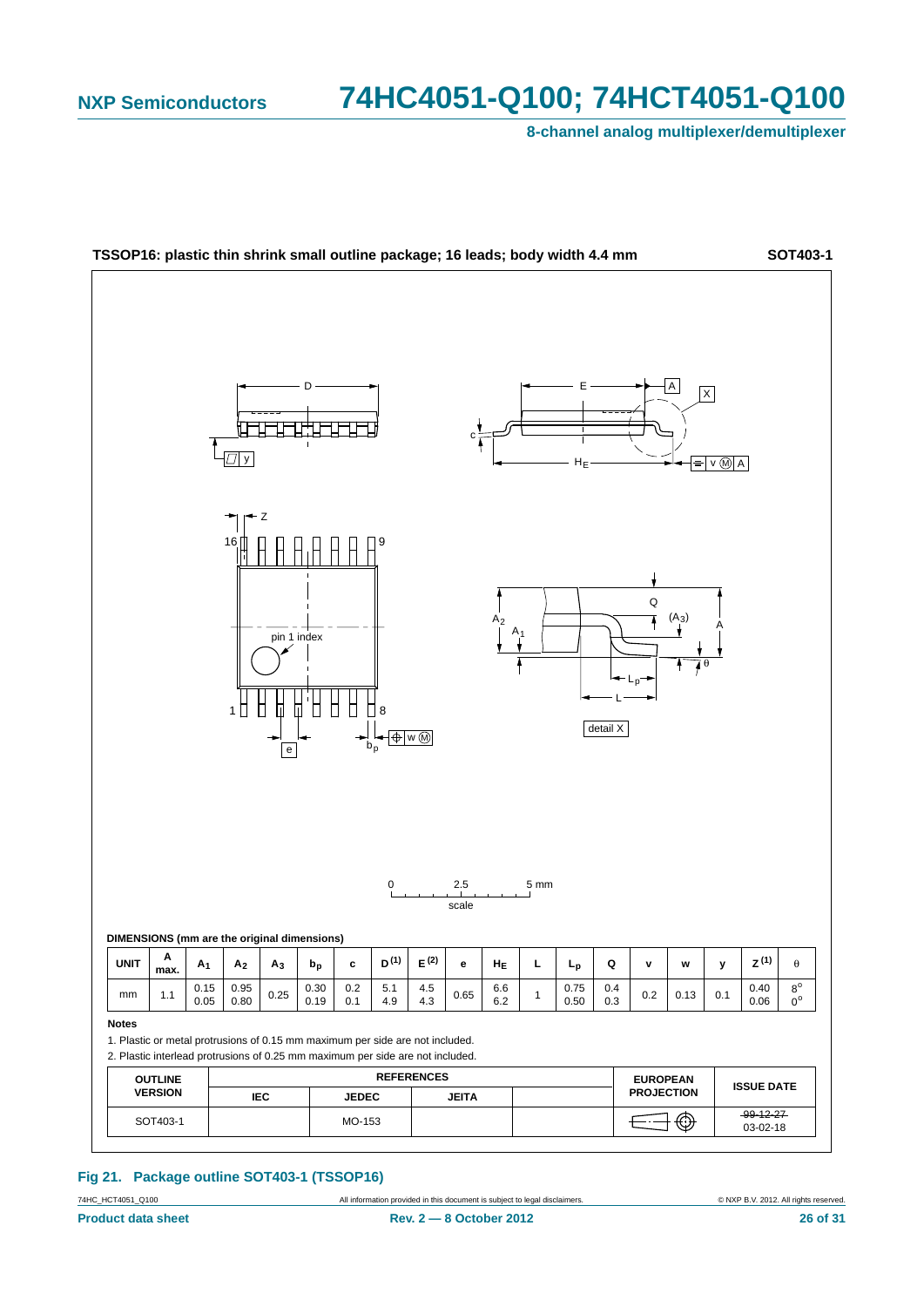**TSSOP16: plastic thin shrink small outline package; 16 leads; body width 4.4 mm** **SOT403-1**

**DIMENSIONS (mm are the original dimensions)**

| UNIT | A max. | $A_1$ | $A_2$ | $A_3$ | $b_p$ | c | D (1) | E (2) | e | $H_E$ | L | $L_p$ | Q | v | w | y | Z (1) | θ |
|---|---|---|---|---|---|---|---|---|---|---|---|---|---|---|---|---|---|---|
| mm | 1.1 | 0.15 0.05 | 0.95 0.80 | 0.25 | 0.30 0.19 | 0.2 0.1 | 5.1 4.9 | 4.5 4.3 | 0.65 | 6.6 6.2 | 1 | 0.75 0.50 | 0.4 0.3 | 0.2 | 0.13 | 0.1 | 0.40 0.06 | 8° 0° |

**Notes**

1. Plastic or metal protrusions of 0.15 mm maximum per side are not included.
2. Plastic interlead protrusions of 0.25 mm maximum per side are not included.

| OUTLINE VERSION | REFERENCES | | | | EUROPEAN PROJECTION | ISSUE DATE |
|---|---|---|---|---|---|---|
| | IEC | JEDEC | JEITA | | | |
| SOT403-1 | | MO-153 | | | | ~~99-12-27~~ 03-02-18 |

**Fig 21. Package outline SOT403-1 (TSSOP16)**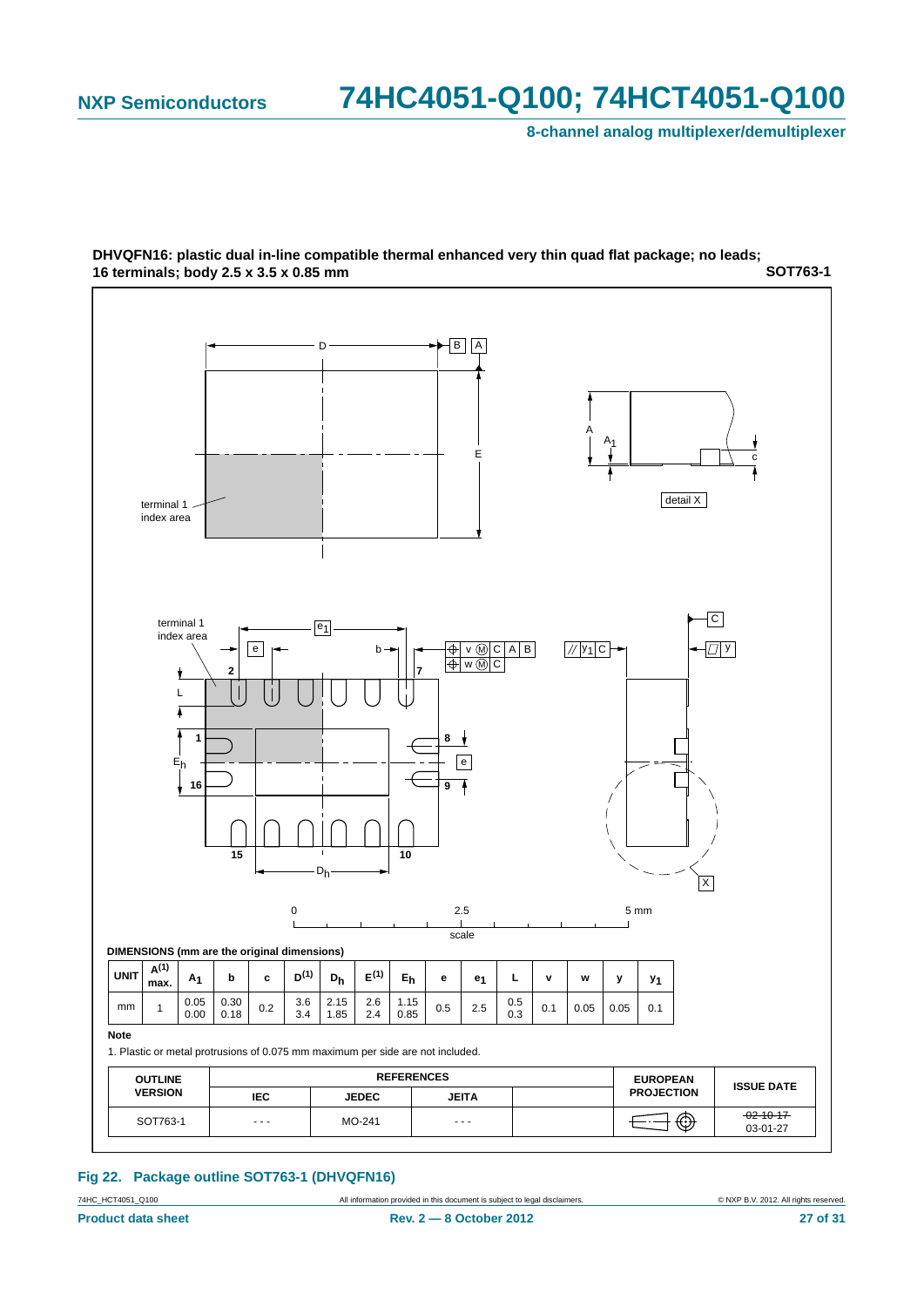**DHVQFN16: plastic dual in-line compatible thermal enhanced very thin quad flat package; no leads; 16 terminals; body 2.5 x 3.5 x 0.85 mm** **SOT763-1**

**DIMENSIONS (mm are the original dimensions)**

| UNIT | A(1) max. | $A_1$ | b | c | D(1) | $D_h$ | E(1) | $E_h$ | e | $e_1$ | L | v | w | y | $y_1$ |
|---|---|---|---|---|---|---|---|---|---|---|---|---|---|---|---|
| mm | 1 | 0.05<br>0.00 | 0.30<br>0.18 | 0.2 | 3.6<br>3.4 | 2.15<br>1.85 | 2.6<br>2.4 | 1.15<br>0.85 | 0.5 | 2.5 | 0.5<br>0.3 | 0.1 | 0.05 | 0.05 | 0.1 |

**Note**

1. Plastic or metal protrusions of 0.075 mm maximum per side are not included.

| OUTLINE VERSION | REFERENCES | | | | EUROPEAN PROJECTION | ISSUE DATE |
|---|---|---|---|---|---|---|
| | IEC | JEDEC | JEITA | | | |
| SOT763-1 | - - - | MO-241 | - - - | | | ~~02-10-17~~<br>03-01-27 |

**Fig 22. Package outline SOT763-1 (DHVQFN16)**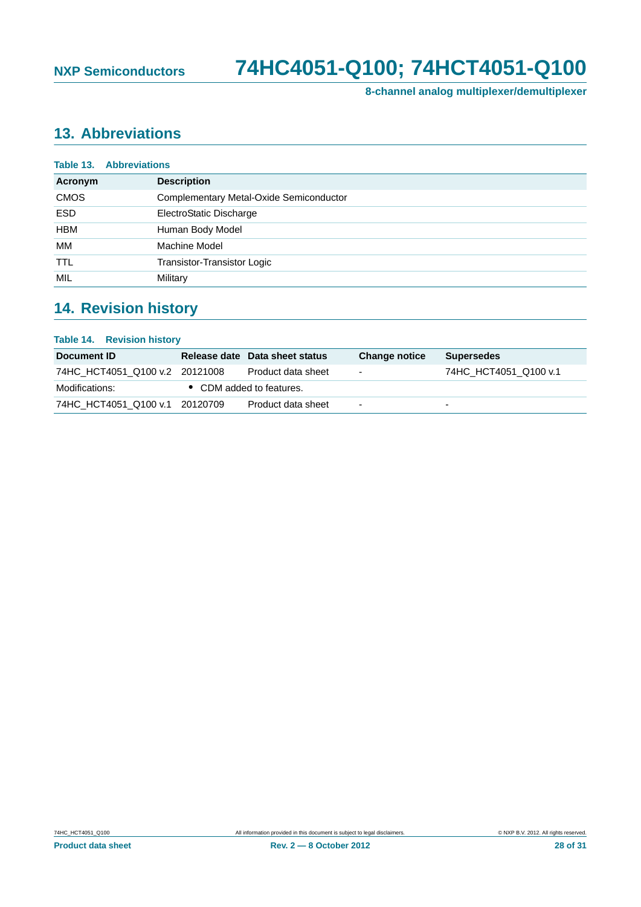## 13. Abbreviations

**Table 13. Abbreviations**

| Acronym | Description |
|---|---|
| CMOS | Complementary Metal-Oxide Semiconductor |
| ESD | ElectroStatic Discharge |
| HBM | Human Body Model |
| MM | Machine Model |
| TTL | Transistor-Transistor Logic |
| MIL | Military |

## 14. Revision history

**Table 14. Revision history**

| Document ID | Release date | Data sheet status | Change notice | Supersedes |
|---|---|---|---|---|
| 74HC_HCT4051_Q100 v.2 | 20121008 | Product data sheet | - | 74HC_HCT4051_Q100 v.1 |
| Modifications: | • CDM added to features. | | | |
| 74HC_HCT4051_Q100 v.1 | 20120709 | Product data sheet | - | - |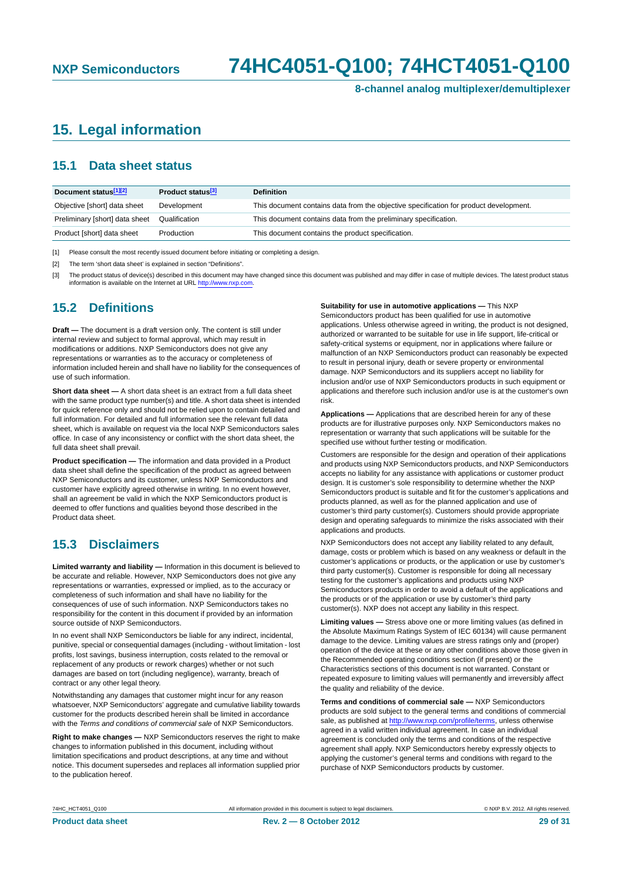# 15. Legal information

## 15.1 Data sheet status

| Document status[1][2] | Product status[3] | Definition |
|---|---|---|
| Objective [short] data sheet | Development | This document contains data from the objective specification for product development. |
| Preliminary [short] data sheet | Qualification | This document contains data from the preliminary specification. |
| Product [short] data sheet | Production | This document contains the product specification. |

[1] Please consult the most recently issued document before initiating or completing a design.

[2] The term 'short data sheet' is explained in section "Definitions".

[3] The product status of device(s) described in this document may have changed since this document was published and may differ in case of multiple devices. The latest product status information is available on the Internet at URL http://www.nxp.com.

## 15.2 Definitions

**Draft —** The document is a draft version only. The content is still under internal review and subject to formal approval, which may result in modifications or additions. NXP Semiconductors does not give any representations or warranties as to the accuracy or completeness of information included herein and shall have no liability for the consequences of use of such information.

**Short data sheet —** A short data sheet is an extract from a full data sheet with the same product type number(s) and title. A short data sheet is intended for quick reference only and should not be relied upon to contain detailed and full information. For detailed and full information see the relevant full data sheet, which is available on request via the local NXP Semiconductors sales office. In case of any inconsistency or conflict with the short data sheet, the full data sheet shall prevail.

**Product specification —** The information and data provided in a Product data sheet shall define the specification of the product as agreed between NXP Semiconductors and its customer, unless NXP Semiconductors and customer have explicitly agreed otherwise in writing. In no event however, shall an agreement be valid in which the NXP Semiconductors product is deemed to offer functions and qualities beyond those described in the Product data sheet.

## 15.3 Disclaimers

**Limited warranty and liability —** Information in this document is believed to be accurate and reliable. However, NXP Semiconductors does not give any representations or warranties, expressed or implied, as to the accuracy or completeness of such information and shall have no liability for the consequences of use of such information. NXP Semiconductors takes no responsibility for the content in this document if provided by an information source outside of NXP Semiconductors.

In no event shall NXP Semiconductors be liable for any indirect, incidental, punitive, special or consequential damages (including - without limitation - lost profits, lost savings, business interruption, costs related to the removal or replacement of any products or rework charges) whether or not such damages are based on tort (including negligence), warranty, breach of contract or any other legal theory.

Notwithstanding any damages that customer might incur for any reason whatsoever, NXP Semiconductors' aggregate and cumulative liability towards customer for the products described herein shall be limited in accordance with the *Terms and conditions of commercial sale* of NXP Semiconductors.

**Right to make changes —** NXP Semiconductors reserves the right to make changes to information published in this document, including without limitation specifications and product descriptions, at any time and without notice. This document supersedes and replaces all information supplied prior to the publication hereof.

**Suitability for use in automotive applications —** This NXP Semiconductors product has been qualified for use in automotive applications. Unless otherwise agreed in writing, the product is not designed, authorized or warranted to be suitable for use in life support, life-critical or safety-critical systems or equipment, nor in applications where failure or malfunction of an NXP Semiconductors product can reasonably be expected to result in personal injury, death or severe property or environmental damage. NXP Semiconductors and its suppliers accept no liability for inclusion and/or use of NXP Semiconductors products in such equipment or applications and therefore such inclusion and/or use is at the customer's own risk.

**Applications —** Applications that are described herein for any of these products are for illustrative purposes only. NXP Semiconductors makes no representation or warranty that such applications will be suitable for the specified use without further testing or modification.

Customers are responsible for the design and operation of their applications and products using NXP Semiconductors products, and NXP Semiconductors accepts no liability for any assistance with applications or customer product design. It is customer's sole responsibility to determine whether the NXP Semiconductors product is suitable and fit for the customer's applications and products planned, as well as for the planned application and use of customer's third party customer(s). Customers should provide appropriate design and operating safeguards to minimize the risks associated with their applications and products.

NXP Semiconductors does not accept any liability related to any default, damage, costs or problem which is based on any weakness or default in the customer's applications or products, or the application or use by customer's third party customer(s). Customer is responsible for doing all necessary testing for the customer's applications and products using NXP Semiconductors products in order to avoid a default of the applications and the products or of the application or use by customer's third party customer(s). NXP does not accept any liability in this respect.

**Limiting values —** Stress above one or more limiting values (as defined in the Absolute Maximum Ratings System of IEC 60134) will cause permanent damage to the device. Limiting values are stress ratings only and (proper) operation of the device at these or any other conditions above those given in the Recommended operating conditions section (if present) or the Characteristics sections of this document is not warranted. Constant or repeated exposure to limiting values will permanently and irreversibly affect the quality and reliability of the device.

**Terms and conditions of commercial sale —** NXP Semiconductors products are sold subject to the general terms and conditions of commercial sale, as published at http://www.nxp.com/profile/terms, unless otherwise agreed in a valid written individual agreement. In case an individual agreement is concluded only the terms and conditions of the respective agreement shall apply. NXP Semiconductors hereby expressly objects to applying the customer's general terms and conditions with regard to the purchase of NXP Semiconductors products by customer.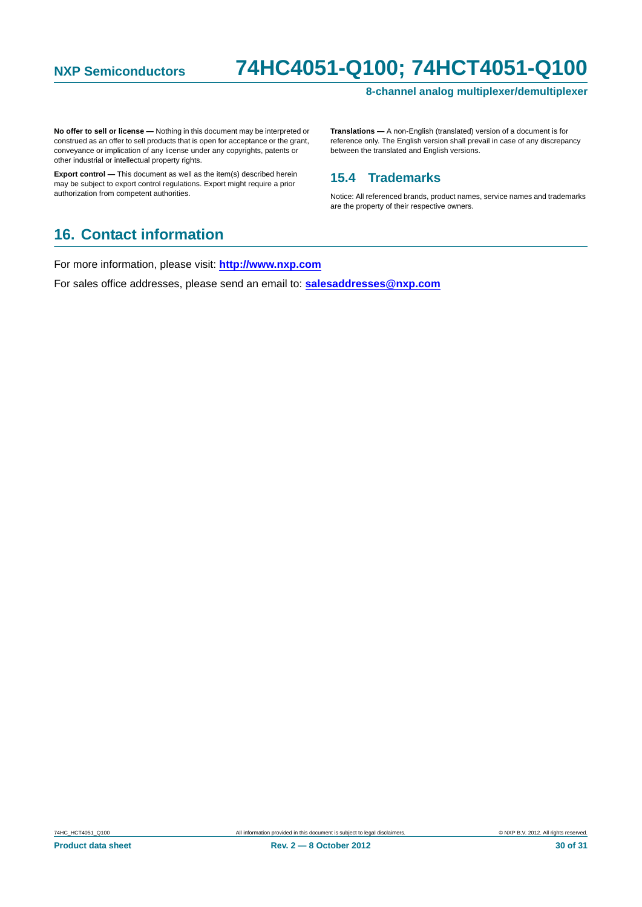**No offer to sell or license —** Nothing in this document may be interpreted or construed as an offer to sell products that is open for acceptance or the grant, conveyance or implication of any license under any copyrights, patents or other industrial or intellectual property rights.

**Export control —** This document as well as the item(s) described herein may be subject to export control regulations. Export might require a prior authorization from competent authorities.

**Translations —** A non-English (translated) version of a document is for reference only. The English version shall prevail in case of any discrepancy between the translated and English versions.

### 15.4 Trademarks

Notice: All referenced brands, product names, service names and trademarks are the property of their respective owners.

## 16. Contact information

For more information, please visit: **http://www.nxp.com**

For sales office addresses, please send an email to: **salesaddresses@nxp.com**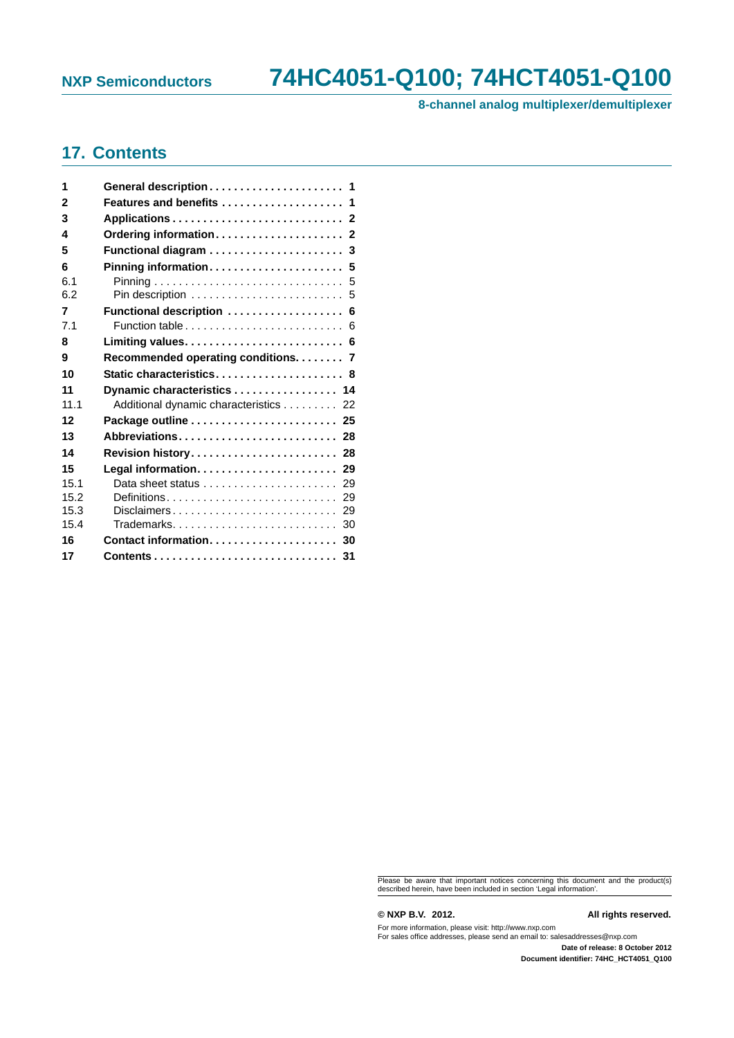## 17. Contents

| | | |
|---|---|---|
| **1** | **General description** | **1** |
| **2** | **Features and benefits** | **1** |
| **3** | **Applications** | **2** |
| **4** | **Ordering information** | **2** |
| **5** | **Functional diagram** | **3** |
| **6** | **Pinning information** | **5** |
| 6.1 | Pinning | 5 |
| 6.2 | Pin description | 5 |
| **7** | **Functional description** | **6** |
| 7.1 | Function table | 6 |
| **8** | **Limiting values** | **6** |
| **9** | **Recommended operating conditions** | **7** |
| **10** | **Static characteristics** | **8** |
| **11** | **Dynamic characteristics** | **14** |
| 11.1 | Additional dynamic characteristics | 22 |
| **12** | **Package outline** | **25** |
| **13** | **Abbreviations** | **28** |
| **14** | **Revision history** | **28** |
| **15** | **Legal information** | **29** |
| 15.1 | Data sheet status | 29 |
| 15.2 | Definitions | 29 |
| 15.3 | Disclaimers | 29 |
| 15.4 | Trademarks | 30 |
| **16** | **Contact information** | **30** |
| **17** | **Contents** | **31** |

Please be aware that important notices concerning this document and the product(s) described herein, have been included in section 'Legal information'.

**© NXP B.V. 2012.** **All rights reserved.**

For more information, please visit: http://www.nxp.com
For sales office addresses, please send an email to: salesaddresses@nxp.com

**Date of release: 8 October 2012**

**Document identifier: 74HC_HCT4051_Q100**